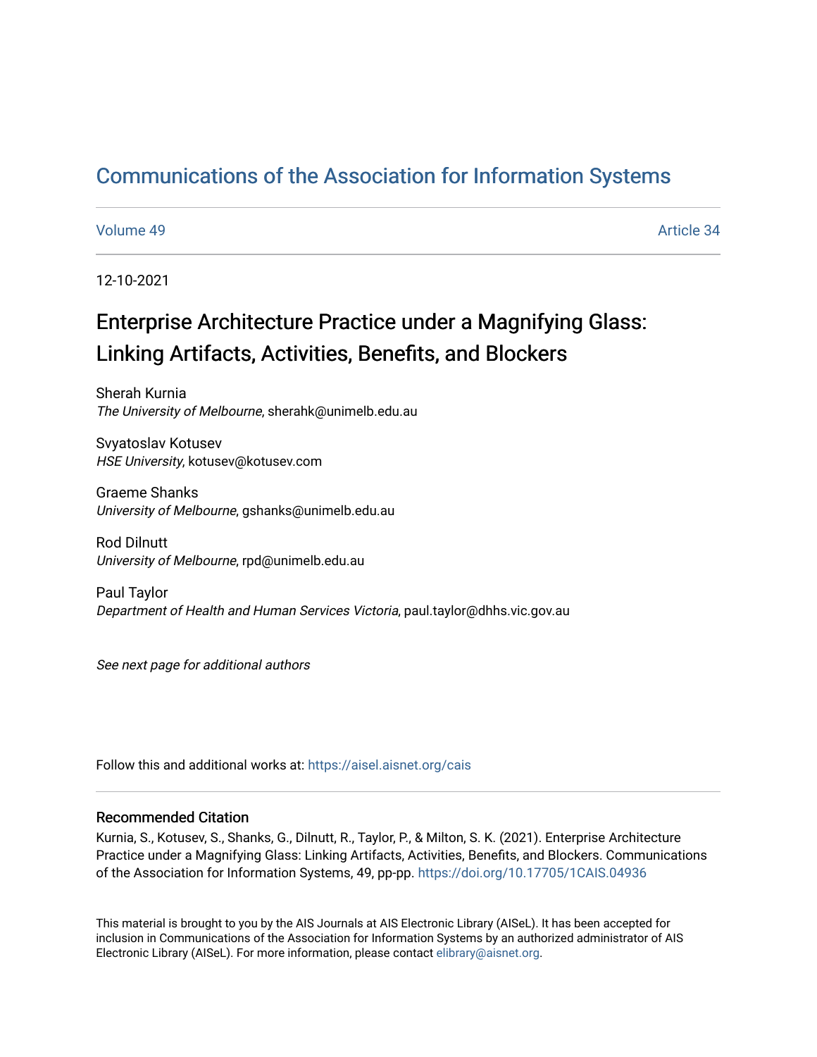# Communications of the Association for Information Systems

Volume 49 | Article 34

12-10-2021

## Enterprise Architecture Practice under a Magnifying Glass: Linking Artifacts, Activities, Benefits, and Blockers

Sherah Kurnia
*The University of Melbourne*, sherahk@unimelb.edu.au

Svyatoslav Kotusev
*HSE University*, kotusev@kotusev.com

Graeme Shanks
*University of Melbourne*, gshanks@unimelb.edu.au

Rod Dilnutt
*University of Melbourne*, rpd@unimelb.edu.au

Paul Taylor
*Department of Health and Human Services Victoria*, paul.taylor@dhhs.vic.gov.au

*See next page for additional authors*

Follow this and additional works at: https://aisel.aisnet.org/cais

### Recommended Citation

Kurnia, S., Kotusev, S., Shanks, G., Dilnutt, R., Taylor, P., & Milton, S. K. (2021). Enterprise Architecture Practice under a Magnifying Glass: Linking Artifacts, Activities, Benefits, and Blockers. Communications of the Association for Information Systems, 49, pp-pp. https://doi.org/10.17705/1CAIS.04936

This material is brought to you by the AIS Journals at AIS Electronic Library (AISeL). It has been accepted for inclusion in Communications of the Association for Information Systems by an authorized administrator of AIS Electronic Library (AISeL). For more information, please contact elibrary@aisnet.org.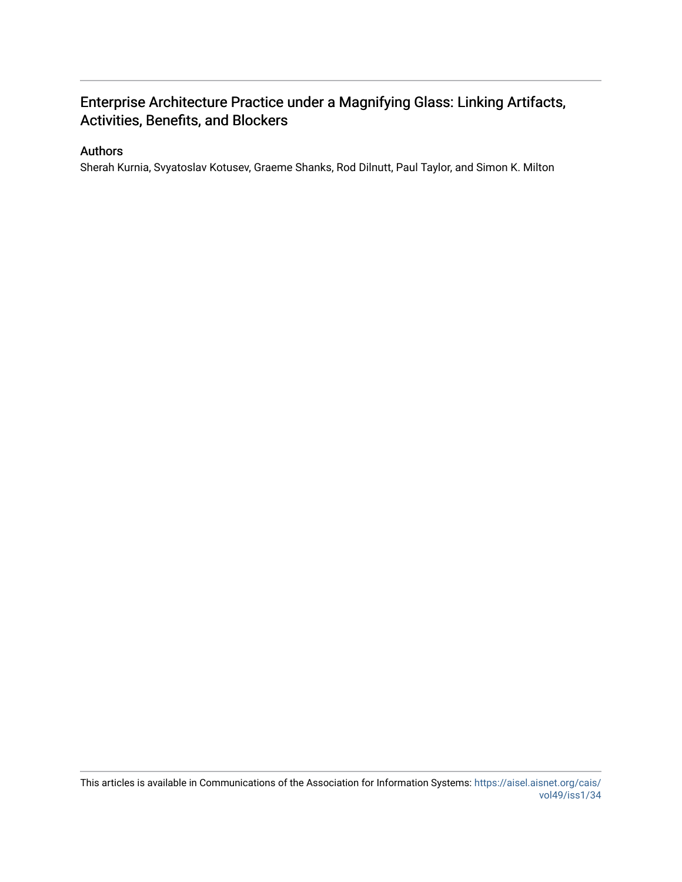# Enterprise Architecture Practice under a Magnifying Glass: Linking Artifacts, Activities, Benefits, and Blockers

## Authors

Sherah Kurnia, Svyatoslav Kotusev, Graeme Shanks, Rod Dilnutt, Paul Taylor, and Simon K. Milton

This articles is available in Communications of the Association for Information Systems: https://aisel.aisnet.org/cais/vol49/iss1/34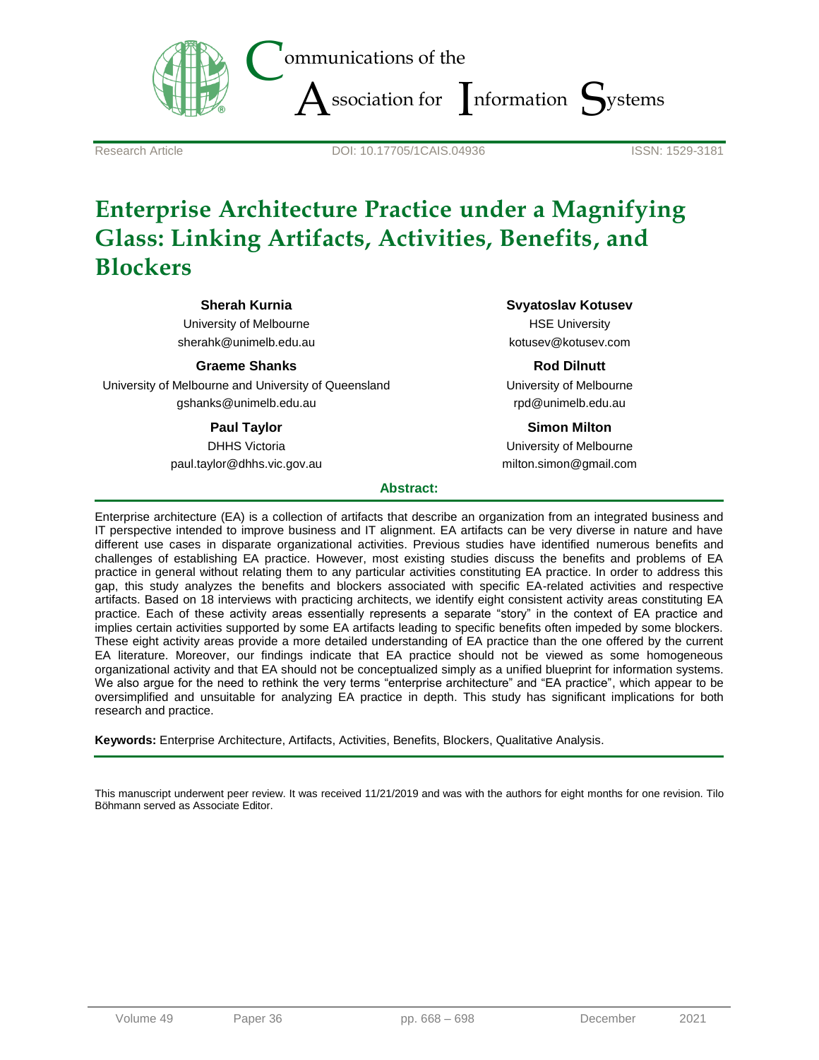Research Article DOI: 10.17705/1CAIS.04936 ISSN: 1529-3181

# Enterprise Architecture Practice under a Magnifying Glass: Linking Artifacts, Activities, Benefits, and Blockers

**Sherah Kurnia**
University of Melbourne
sherahk@unimelb.edu.au

**Svyatoslav Kotusev**
HSE University
kotusev@kotusev.com

**Graeme Shanks**
University of Melbourne and University of Queensland
gshanks@unimelb.edu.au

**Rod Dilnutt**
University of Melbourne
rpd@unimelb.edu.au

**Paul Taylor**
DHHS Victoria
paul.taylor@dhhs.vic.gov.au

**Simon Milton**
University of Melbourne
milton.simon@gmail.com

**Abstract:**

Enterprise architecture (EA) is a collection of artifacts that describe an organization from an integrated business and IT perspective intended to improve business and IT alignment. EA artifacts can be very diverse in nature and have different use cases in disparate organizational activities. Previous studies have identified numerous benefits and challenges of establishing EA practice. However, most existing studies discuss the benefits and problems of EA practice in general without relating them to any particular activities constituting EA practice. In order to address this gap, this study analyzes the benefits and blockers associated with specific EA-related activities and respective artifacts. Based on 18 interviews with practicing architects, we identify eight consistent activity areas constituting EA practice. Each of these activity areas essentially represents a separate "story" in the context of EA practice and implies certain activities supported by some EA artifacts leading to specific benefits often impeded by some blockers. These eight activity areas provide a more detailed understanding of EA practice than the one offered by the current EA literature. Moreover, our findings indicate that EA practice should not be viewed as some homogeneous organizational activity and that EA should not be conceptualized simply as a unified blueprint for information systems. We also argue for the need to rethink the very terms "enterprise architecture" and "EA practice", which appear to be oversimplified and unsuitable for analyzing EA practice in depth. This study has significant implications for both research and practice.

**Keywords:** Enterprise Architecture, Artifacts, Activities, Benefits, Blockers, Qualitative Analysis.

This manuscript underwent peer review. It was received 11/21/2019 and was with the authors for eight months for one revision. Tilo Böhmann served as Associate Editor.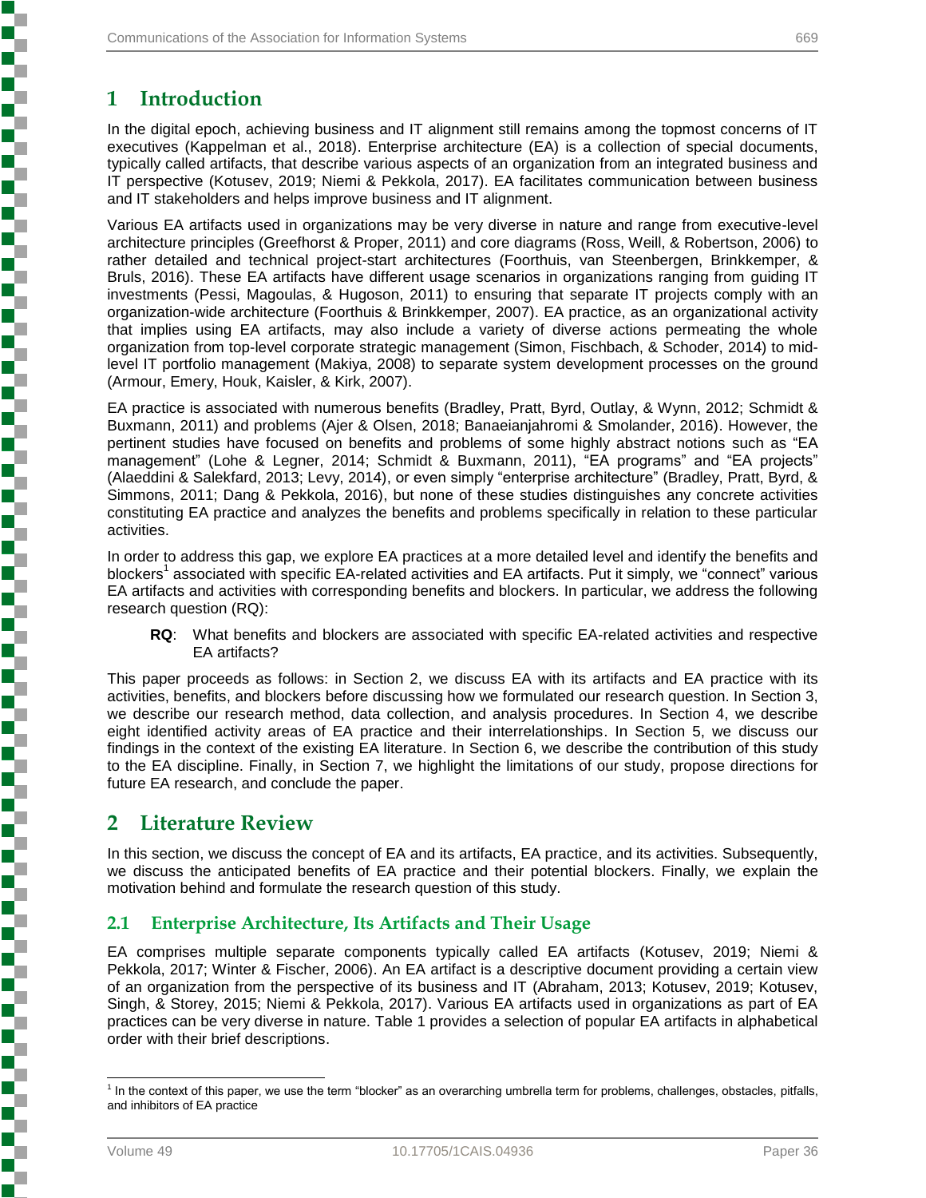# 1 Introduction

In the digital epoch, achieving business and IT alignment still remains among the topmost concerns of IT executives (Kappelman et al., 2018). Enterprise architecture (EA) is a collection of special documents, typically called artifacts, that describe various aspects of an organization from an integrated business and IT perspective (Kotusev, 2019; Niemi & Pekkola, 2017). EA facilitates communication between business and IT stakeholders and helps improve business and IT alignment.

Various EA artifacts used in organizations may be very diverse in nature and range from executive-level architecture principles (Greefhorst & Proper, 2011) and core diagrams (Ross, Weill, & Robertson, 2006) to rather detailed and technical project-start architectures (Foorthuis, van Steenbergen, Brinkkemper, & Bruls, 2016). These EA artifacts have different usage scenarios in organizations ranging from guiding IT investments (Pessi, Magoulas, & Hugoson, 2011) to ensuring that separate IT projects comply with an organization-wide architecture (Foorthuis & Brinkkemper, 2007). EA practice, as an organizational activity that implies using EA artifacts, may also include a variety of diverse actions permeating the whole organization from top-level corporate strategic management (Simon, Fischbach, & Schoder, 2014) to mid-level IT portfolio management (Makiya, 2008) to separate system development processes on the ground (Armour, Emery, Houk, Kaisler, & Kirk, 2007).

EA practice is associated with numerous benefits (Bradley, Pratt, Byrd, Outlay, & Wynn, 2012; Schmidt & Buxmann, 2011) and problems (Ajer & Olsen, 2018; Banaeianjahromi & Smolander, 2016). However, the pertinent studies have focused on benefits and problems of some highly abstract notions such as "EA management" (Lohe & Legner, 2014; Schmidt & Buxmann, 2011), "EA programs" and "EA projects" (Alaeddini & Salekfard, 2013; Levy, 2014), or even simply "enterprise architecture" (Bradley, Pratt, Byrd, & Simmons, 2011; Dang & Pekkola, 2016), but none of these studies distinguishes any concrete activities constituting EA practice and analyzes the benefits and problems specifically in relation to these particular activities.

In order to address this gap, we explore EA practices at a more detailed level and identify the benefits and blockers[1] associated with specific EA-related activities and EA artifacts. Put it simply, we "connect" various EA artifacts and activities with corresponding benefits and blockers. In particular, we address the following research question (RQ):

> **RQ**: What benefits and blockers are associated with specific EA-related activities and respective EA artifacts?

This paper proceeds as follows: in Section 2, we discuss EA with its artifacts and EA practice with its activities, benefits, and blockers before discussing how we formulated our research question. In Section 3, we describe our research method, data collection, and analysis procedures. In Section 4, we describe eight identified activity areas of EA practice and their interrelationships. In Section 5, we discuss our findings in the context of the existing EA literature. In Section 6, we describe the contribution of this study to the EA discipline. Finally, in Section 7, we highlight the limitations of our study, propose directions for future EA research, and conclude the paper.

# 2 Literature Review

In this section, we discuss the concept of EA and its artifacts, EA practice, and its activities. Subsequently, we discuss the anticipated benefits of EA practice and their potential blockers. Finally, we explain the motivation behind and formulate the research question of this study.

## 2.1 Enterprise Architecture, Its Artifacts and Their Usage

EA comprises multiple separate components typically called EA artifacts (Kotusev, 2019; Niemi & Pekkola, 2017; Winter & Fischer, 2006). An EA artifact is a descriptive document providing a certain view of an organization from the perspective of its business and IT (Abraham, 2013; Kotusev, 2019; Kotusev, Singh, & Storey, 2015; Niemi & Pekkola, 2017). Various EA artifacts used in organizations as part of EA practices can be very diverse in nature. Table 1 provides a selection of popular EA artifacts in alphabetical order with their brief descriptions.

[1] In the context of this paper, we use the term "blocker" as an overarching umbrella term for problems, challenges, obstacles, pitfalls, and inhibitors of EA practice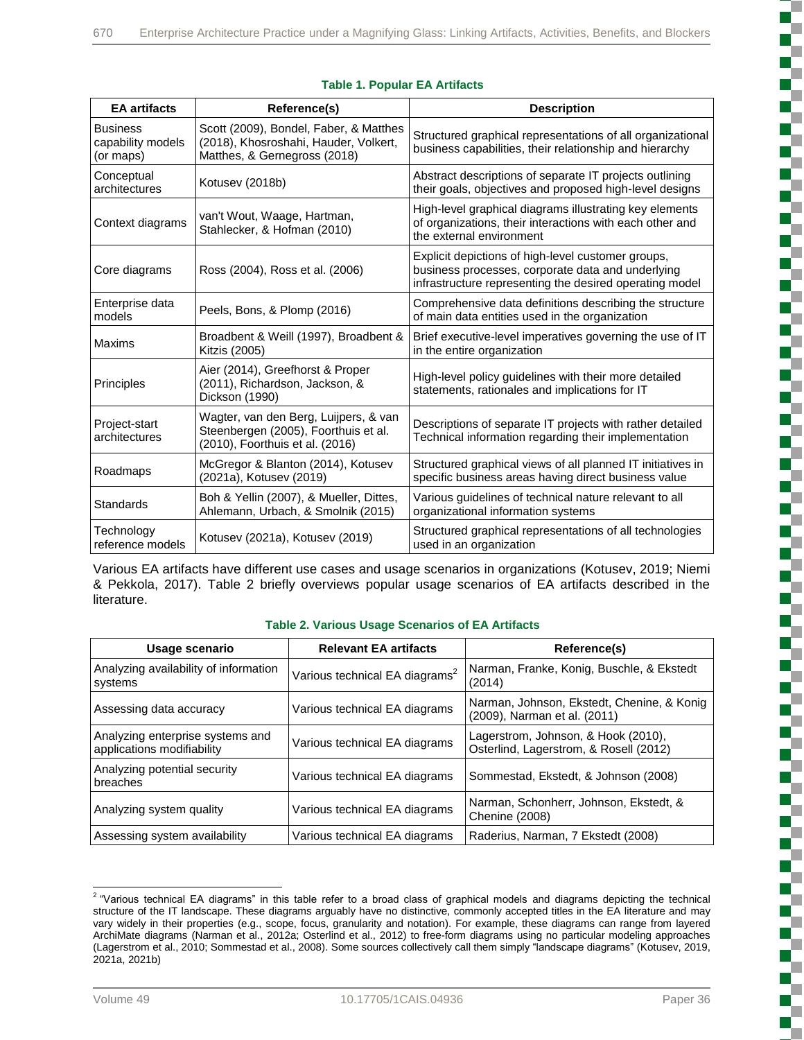**Table 1. Popular EA Artifacts**

| EA artifacts | Reference(s) | Description |
|---|---|---|
| Business capability models (or maps) | Scott (2009), Bondel, Faber, & Matthes (2018), Khosroshahi, Hauder, Volkert, Matthes, & Gernegross (2018) | Structured graphical representations of all organizational business capabilities, their relationship and hierarchy |
| Conceptual architectures | Kotusev (2018b) | Abstract descriptions of separate IT projects outlining their goals, objectives and proposed high-level designs |
| Context diagrams | van't Wout, Waage, Hartman, Stahlecker, & Hofman (2010) | High-level graphical diagrams illustrating key elements of organizations, their interactions with each other and the external environment |
| Core diagrams | Ross (2004), Ross et al. (2006) | Explicit depictions of high-level customer groups, business processes, corporate data and underlying infrastructure representing the desired operating model |
| Enterprise data models | Peels, Bons, & Plomp (2016) | Comprehensive data definitions describing the structure of main data entities used in the organization |
| Maxims | Broadbent & Weill (1997), Broadbent & Kitzis (2005) | Brief executive-level imperatives governing the use of IT in the entire organization |
| Principles | Aier (2014), Greefhorst & Proper (2011), Richardson, Jackson, & Dickson (1990) | High-level policy guidelines with their more detailed statements, rationales and implications for IT |
| Project-start architectures | Wagter, van den Berg, Luijpers, & van Steenbergen (2005), Foorthuis et al. (2010), Foorthuis et al. (2016) | Descriptions of separate IT projects with rather detailed Technical information regarding their implementation |
| Roadmaps | McGregor & Blanton (2014), Kotusev (2021a), Kotusev (2019) | Structured graphical views of all planned IT initiatives in specific business areas having direct business value |
| Standards | Boh & Yellin (2007), & Mueller, Dittes, Ahlemann, Urbach, & Smolnik (2015) | Various guidelines of technical nature relevant to all organizational information systems |
| Technology reference models | Kotusev (2021a), Kotusev (2019) | Structured graphical representations of all technologies used in an organization |

Various EA artifacts have different use cases and usage scenarios in organizations (Kotusev, 2019; Niemi & Pekkola, 2017). Table 2 briefly overviews popular usage scenarios of EA artifacts described in the literature.

**Table 2. Various Usage Scenarios of EA Artifacts**

| Usage scenario | Relevant EA artifacts | Reference(s) |
|---|---|---|
| Analyzing availability of information systems | Various technical EA diagrams[2] | Narman, Franke, Konig, Buschle, & Ekstedt (2014) |
| Assessing data accuracy | Various technical EA diagrams | Narman, Johnson, Ekstedt, Chenine, & Konig (2009), Narman et al. (2011) |
| Analyzing enterprise systems and applications modifiability | Various technical EA diagrams | Lagerstrom, Johnson, & Hook (2010), Osterlind, Lagerstrom, & Rosell (2012) |
| Analyzing potential security breaches | Various technical EA diagrams | Sommestad, Ekstedt, & Johnson (2008) |
| Analyzing system quality | Various technical EA diagrams | Narman, Schonherr, Johnson, Ekstedt, & Chenine (2008) |
| Assessing system availability | Various technical EA diagrams | Raderius, Narman, 7 Ekstedt (2008) |

[2] "Various technical EA diagrams" in this table refer to a broad class of graphical models and diagrams depicting the technical structure of the IT landscape. These diagrams arguably have no distinctive, commonly accepted titles in the EA literature and may vary widely in their properties (e.g., scope, focus, granularity and notation). For example, these diagrams can range from layered ArchiMate diagrams (Narman et al., 2012a; Osterlind et al., 2012) to free-form diagrams using no particular modeling approaches (Lagerstrom et al., 2010; Sommestad et al., 2008). Some sources collectively call them simply "landscape diagrams" (Kotusev, 2019, 2021a, 2021b)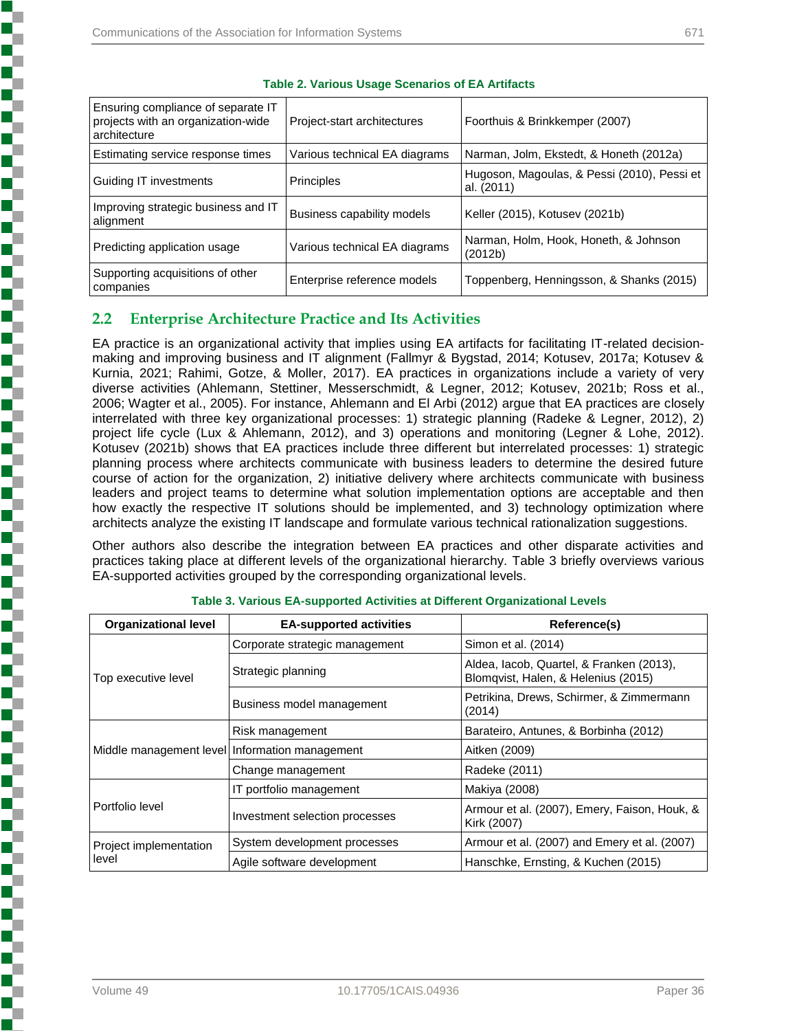**Table 2. Various Usage Scenarios of EA Artifacts**

| | | |
|---|---|---|
| Ensuring compliance of separate IT projects with an organization-wide architecture | Project-start architectures | Foorthuis & Brinkkemper (2007) |
| Estimating service response times | Various technical EA diagrams | Narman, Jolm, Ekstedt, & Honeth (2012a) |
| Guiding IT investments | Principles | Hugoson, Magoulas, & Pessi (2010), Pessi et al. (2011) |
| Improving strategic business and IT alignment | Business capability models | Keller (2015), Kotusev (2021b) |
| Predicting application usage | Various technical EA diagrams | Narman, Holm, Hook, Honeth, & Johnson (2012b) |
| Supporting acquisitions of other companies | Enterprise reference models | Toppenberg, Henningsson, & Shanks (2015) |

## 2.2 Enterprise Architecture Practice and Its Activities

EA practice is an organizational activity that implies using EA artifacts for facilitating IT-related decision-making and improving business and IT alignment (Fallmyr & Bygstad, 2014; Kotusev, 2017a; Kotusev & Kurnia, 2021; Rahimi, Gotze, & Moller, 2017). EA practices in organizations include a variety of very diverse activities (Ahlemann, Stettiner, Messerschmidt, & Legner, 2012; Kotusev, 2021b; Ross et al., 2006; Wagter et al., 2005). For instance, Ahlemann and El Arbi (2012) argue that EA practices are closely interrelated with three key organizational processes: 1) strategic planning (Radeke & Legner, 2012), 2) project life cycle (Lux & Ahlemann, 2012), and 3) operations and monitoring (Legner & Lohe, 2012). Kotusev (2021b) shows that EA practices include three different but interrelated processes: 1) strategic planning process where architects communicate with business leaders to determine the desired future course of action for the organization, 2) initiative delivery where architects communicate with business leaders and project teams to determine what solution implementation options are acceptable and then how exactly the respective IT solutions should be implemented, and 3) technology optimization where architects analyze the existing IT landscape and formulate various technical rationalization suggestions.

Other authors also describe the integration between EA practices and other disparate activities and practices taking place at different levels of the organizational hierarchy. Table 3 briefly overviews various EA-supported activities grouped by the corresponding organizational levels.

**Table 3. Various EA-supported Activities at Different Organizational Levels**

| Organizational level | EA-supported activities | Reference(s) |
|---|---|---|
| Top executive level | Corporate strategic management | Simon et al. (2014) |
| | Strategic planning | Aldea, Iacob, Quartel, & Franken (2013), Blomqvist, Halen, & Helenius (2015) |
| | Business model management | Petrikina, Drews, Schirmer, & Zimmermann (2014) |
| Middle management level | Risk management | Barateiro, Antunes, & Borbinha (2012) |
| | Information management | Aitken (2009) |
| | Change management | Radeke (2011) |
| Portfolio level | IT portfolio management | Makiya (2008) |
| | Investment selection processes | Armour et al. (2007), Emery, Faison, Houk, & Kirk (2007) |
| Project implementation level | System development processes | Armour et al. (2007) and Emery et al. (2007) |
| | Agile software development | Hanschke, Ernsting, & Kuchen (2015) |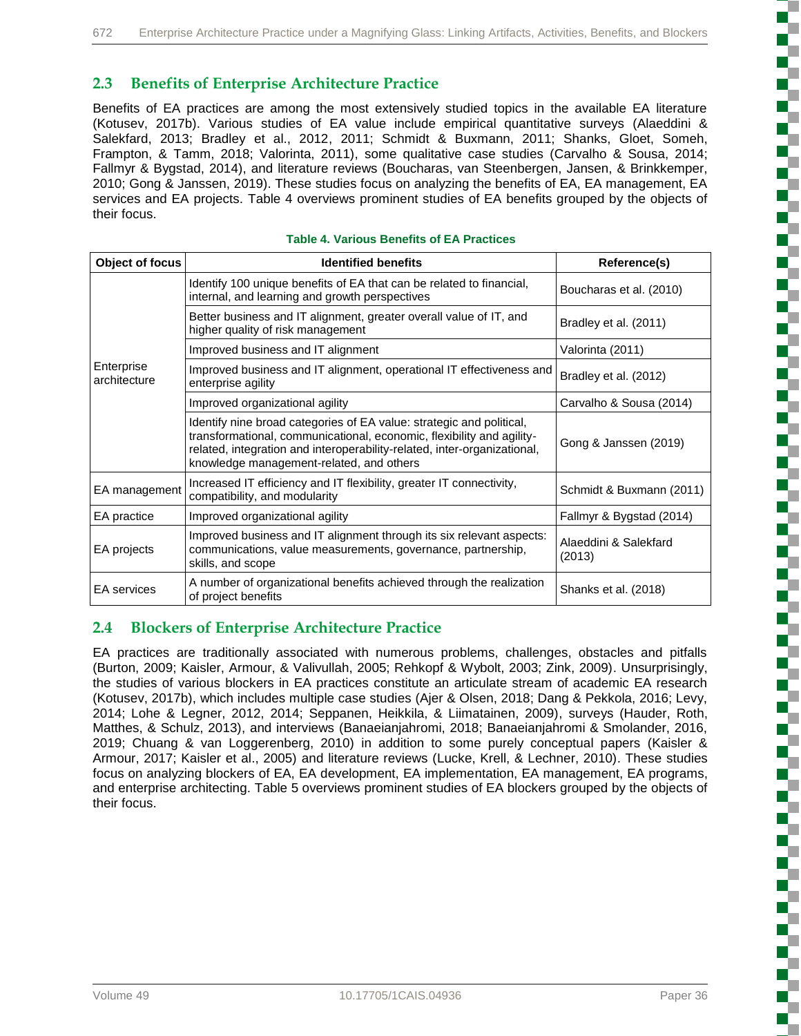## 2.3 Benefits of Enterprise Architecture Practice

Benefits of EA practices are among the most extensively studied topics in the available EA literature (Kotusev, 2017b). Various studies of EA value include empirical quantitative surveys (Alaeddini & Salekfard, 2013; Bradley et al., 2012, 2011; Schmidt & Buxmann, 2011; Shanks, Gloet, Someh, Frampton, & Tamm, 2018; Valorinta, 2011), some qualitative case studies (Carvalho & Sousa, 2014; Fallmyr & Bygstad, 2014), and literature reviews (Boucharas, van Steenbergen, Jansen, & Brinkkemper, 2010; Gong & Janssen, 2019). These studies focus on analyzing the benefits of EA, EA management, EA services and EA projects. Table 4 overviews prominent studies of EA benefits grouped by the objects of their focus.

**Table 4. Various Benefits of EA Practices**

| Object of focus | Identified benefits | Reference(s) |
| --- | --- | --- |
| Enterprise architecture | Identify 100 unique benefits of EA that can be related to financial, internal, and learning and growth perspectives | Boucharas et al. (2010) |
| | Better business and IT alignment, greater overall value of IT, and higher quality of risk management | Bradley et al. (2011) |
| | Improved business and IT alignment | Valorinta (2011) |
| | Improved business and IT alignment, operational IT effectiveness and enterprise agility | Bradley et al. (2012) |
| | Improved organizational agility | Carvalho & Sousa (2014) |
| | Identify nine broad categories of EA value: strategic and political, transformational, communicational, economic, flexibility and agility-related, integration and interoperability-related, inter-organizational, knowledge management-related, and others | Gong & Janssen (2019) |
| EA management | Increased IT efficiency and IT flexibility, greater IT connectivity, compatibility, and modularity | Schmidt & Buxmann (2011) |
| EA practice | Improved organizational agility | Fallmyr & Bygstad (2014) |
| EA projects | Improved business and IT alignment through its six relevant aspects: communications, value measurements, governance, partnership, skills, and scope | Alaeddini & Salekfard (2013) |
| EA services | A number of organizational benefits achieved through the realization of project benefits | Shanks et al. (2018) |

## 2.4 Blockers of Enterprise Architecture Practice

EA practices are traditionally associated with numerous problems, challenges, obstacles and pitfalls (Burton, 2009; Kaisler, Armour, & Valivullah, 2005; Rehkopf & Wybolt, 2003; Zink, 2009). Unsurprisingly, the studies of various blockers in EA practices constitute an articulate stream of academic EA research (Kotusev, 2017b), which includes multiple case studies (Ajer & Olsen, 2018; Dang & Pekkola, 2016; Levy, 2014; Lohe & Legner, 2012, 2014; Seppanen, Heikkila, & Liimatainen, 2009), surveys (Hauder, Roth, Matthes, & Schulz, 2013), and interviews (Banaeianjahromi, 2018; Banaeianjahromi & Smolander, 2016, 2019; Chuang & van Loggerenberg, 2010) in addition to some purely conceptual papers (Kaisler & Armour, 2017; Kaisler et al., 2005) and literature reviews (Lucke, Krell, & Lechner, 2010). These studies focus on analyzing blockers of EA, EA development, EA implementation, EA management, EA programs, and enterprise architecting. Table 5 overviews prominent studies of EA blockers grouped by the objects of their focus.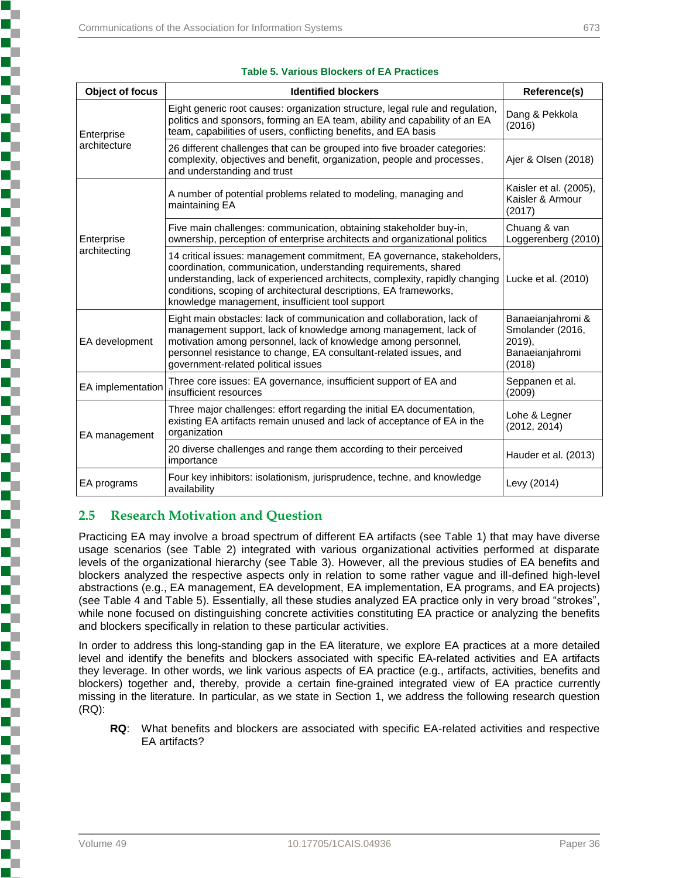**Table 5. Various Blockers of EA Practices**

| Object of focus | Identified blockers | Reference(s) |
|---|---|---|
| Enterprise architecture | Eight generic root causes: organization structure, legal rule and regulation, politics and sponsors, forming an EA team, ability and capability of an EA team, capabilities of users, conflicting benefits, and EA basis | Dang & Pekkola (2016) |
| | 26 different challenges that can be grouped into five broader categories: complexity, objectives and benefit, organization, people and processes, and understanding and trust | Ajer & Olsen (2018) |
| Enterprise architecting | A number of potential problems related to modeling, managing and maintaining EA | Kaisler et al. (2005), Kaisler & Armour (2017) |
| | Five main challenges: communication, obtaining stakeholder buy-in, ownership, perception of enterprise architects and organizational politics | Chuang & van Loggerenberg (2010) |
| | 14 critical issues: management commitment, EA governance, stakeholders, coordination, communication, understanding requirements, shared understanding, lack of experienced architects, complexity, rapidly changing conditions, scoping of architectural descriptions, EA frameworks, knowledge management, insufficient tool support | Lucke et al. (2010) |
| EA development | Eight main obstacles: lack of communication and collaboration, lack of management support, lack of knowledge among management, lack of motivation among personnel, lack of knowledge among personnel, personnel resistance to change, EA consultant-related issues, and government-related political issues | Banaeianjahromi & Smolander (2016, 2019), Banaeianjahromi (2018) |
| EA implementation | Three core issues: EA governance, insufficient support of EA and insufficient resources | Seppanen et al. (2009) |
| EA management | Three major challenges: effort regarding the initial EA documentation, existing EA artifacts remain unused and lack of acceptance of EA in the organization | Lohe & Legner (2012, 2014) |
| | 20 diverse challenges and range them according to their perceived importance | Hauder et al. (2013) |
| EA programs | Four key inhibitors: isolationism, jurisprudence, techne, and knowledge availability | Levy (2014) |

## 2.5 Research Motivation and Question

Practicing EA may involve a broad spectrum of different EA artifacts (see Table 1) that may have diverse usage scenarios (see Table 2) integrated with various organizational activities performed at disparate levels of the organizational hierarchy (see Table 3). However, all the previous studies of EA benefits and blockers analyzed the respective aspects only in relation to some rather vague and ill-defined high-level abstractions (e.g., EA management, EA development, EA implementation, EA programs, and EA projects) (see Table 4 and Table 5). Essentially, all these studies analyzed EA practice only in very broad "strokes", while none focused on distinguishing concrete activities constituting EA practice or analyzing the benefits and blockers specifically in relation to these particular activities.

In order to address this long-standing gap in the EA literature, we explore EA practices at a more detailed level and identify the benefits and blockers associated with specific EA-related activities and EA artifacts they leverage. In other words, we link various aspects of EA practice (e.g., artifacts, activities, benefits and blockers) together and, thereby, provide a certain fine-grained integrated view of EA practice currently missing in the literature. In particular, as we state in Section 1, we address the following research question (RQ):

> **RQ**: What benefits and blockers are associated with specific EA-related activities and respective EA artifacts?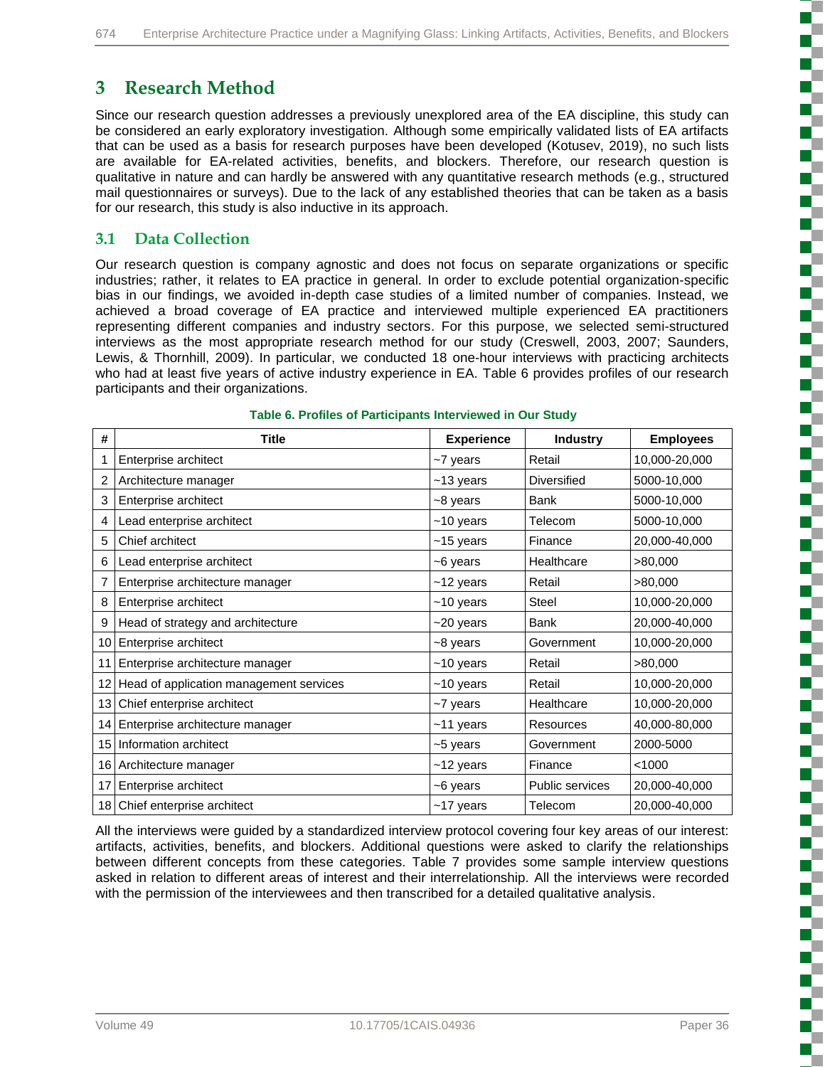## 3 Research Method

Since our research question addresses a previously unexplored area of the EA discipline, this study can be considered an early exploratory investigation. Although some empirically validated lists of EA artifacts that can be used as a basis for research purposes have been developed (Kotusev, 2019), no such lists are available for EA-related activities, benefits, and blockers. Therefore, our research question is qualitative in nature and can hardly be answered with any quantitative research methods (e.g., structured mail questionnaires or surveys). Due to the lack of any established theories that can be taken as a basis for our research, this study is also inductive in its approach.

### 3.1 Data Collection

Our research question is company agnostic and does not focus on separate organizations or specific industries; rather, it relates to EA practice in general. In order to exclude potential organization-specific bias in our findings, we avoided in-depth case studies of a limited number of companies. Instead, we achieved a broad coverage of EA practice and interviewed multiple experienced EA practitioners representing different companies and industry sectors. For this purpose, we selected semi-structured interviews as the most appropriate research method for our study (Creswell, 2003, 2007; Saunders, Lewis, & Thornhill, 2009). In particular, we conducted 18 one-hour interviews with practicing architects who had at least five years of active industry experience in EA. Table 6 provides profiles of our research participants and their organizations.

**Table 6. Profiles of Participants Interviewed in Our Study**

| # | Title | Experience | Industry | Employees |
|---|---|---|---|---|
| 1 | Enterprise architect | ~7 years | Retail | 10,000-20,000 |
| 2 | Architecture manager | ~13 years | Diversified | 5000-10,000 |
| 3 | Enterprise architect | ~8 years | Bank | 5000-10,000 |
| 4 | Lead enterprise architect | ~10 years | Telecom | 5000-10,000 |
| 5 | Chief architect | ~15 years | Finance | 20,000-40,000 |
| 6 | Lead enterprise architect | ~6 years | Healthcare | >80,000 |
| 7 | Enterprise architecture manager | ~12 years | Retail | >80,000 |
| 8 | Enterprise architect | ~10 years | Steel | 10,000-20,000 |
| 9 | Head of strategy and architecture | ~20 years | Bank | 20,000-40,000 |
| 10 | Enterprise architect | ~8 years | Government | 10,000-20,000 |
| 11 | Enterprise architecture manager | ~10 years | Retail | >80,000 |
| 12 | Head of application management services | ~10 years | Retail | 10,000-20,000 |
| 13 | Chief enterprise architect | ~7 years | Healthcare | 10,000-20,000 |
| 14 | Enterprise architecture manager | ~11 years | Resources | 40,000-80,000 |
| 15 | Information architect | ~5 years | Government | 2000-5000 |
| 16 | Architecture manager | ~12 years | Finance | <1000 |
| 17 | Enterprise architect | ~6 years | Public services | 20,000-40,000 |
| 18 | Chief enterprise architect | ~17 years | Telecom | 20,000-40,000 |

All the interviews were guided by a standardized interview protocol covering four key areas of our interest: artifacts, activities, benefits, and blockers. Additional questions were asked to clarify the relationships between different concepts from these categories. Table 7 provides some sample interview questions asked in relation to different areas of interest and their interrelationship. All the interviews were recorded with the permission of the interviewees and then transcribed for a detailed qualitative analysis.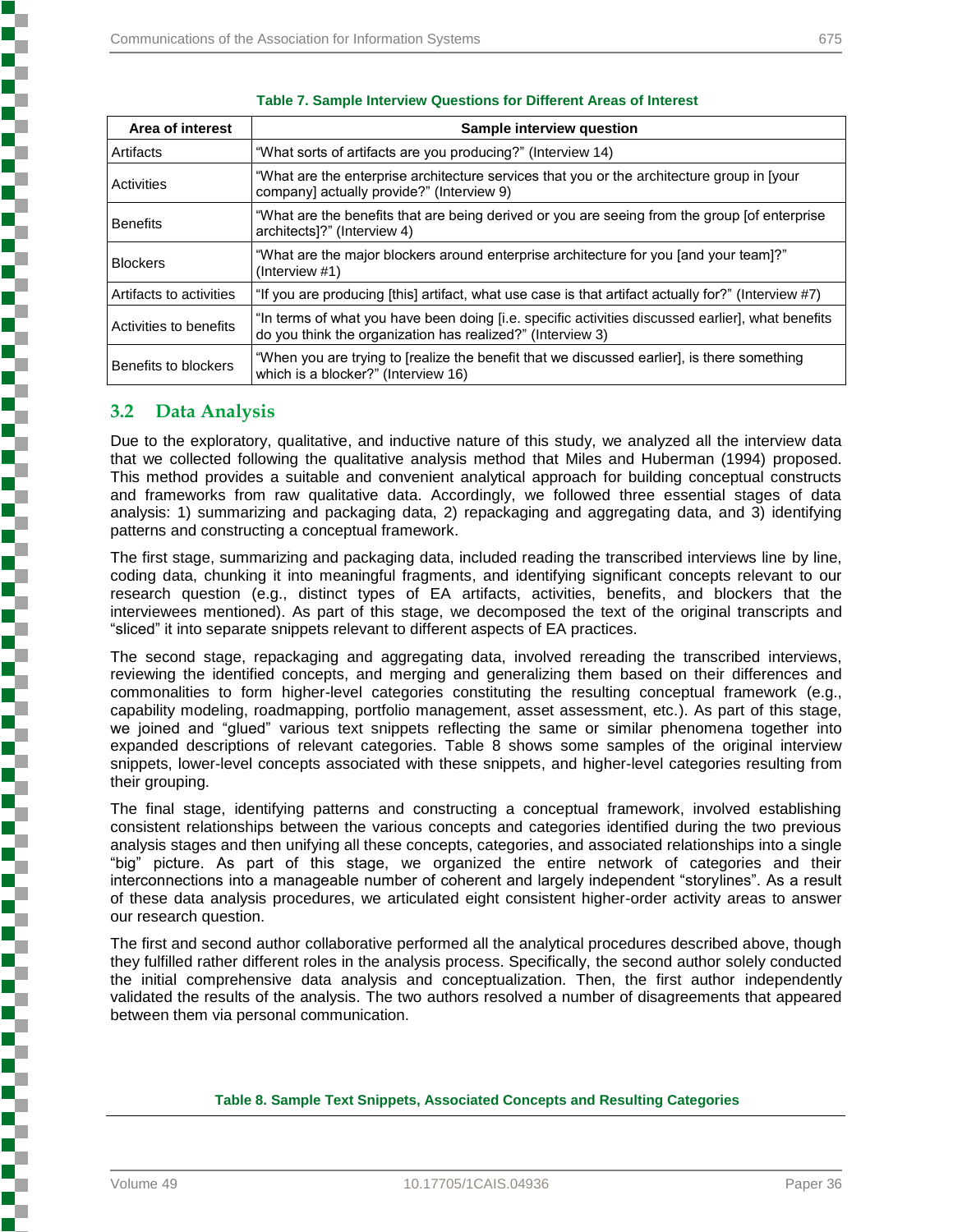**Table 7. Sample Interview Questions for Different Areas of Interest**

| Area of interest | Sample interview question |
|---|---|
| Artifacts | "What sorts of artifacts are you producing?" (Interview 14) |
| Activities | "What are the enterprise architecture services that you or the architecture group in [your company] actually provide?" (Interview 9) |
| Benefits | "What are the benefits that are being derived or you are seeing from the group [of enterprise architects]?" (Interview 4) |
| Blockers | "What are the major blockers around enterprise architecture for you [and your team]?" (Interview #1) |
| Artifacts to activities | "If you are producing [this] artifact, what use case is that artifact actually for?" (Interview #7) |
| Activities to benefits | "In terms of what you have been doing [i.e. specific activities discussed earlier], what benefits do you think the organization has realized?" (Interview 3) |
| Benefits to blockers | "When you are trying to [realize the benefit that we discussed earlier], is there something which is a blocker?" (Interview 16) |

## 3.2 Data Analysis

Due to the exploratory, qualitative, and inductive nature of this study, we analyzed all the interview data that we collected following the qualitative analysis method that Miles and Huberman (1994) proposed. This method provides a suitable and convenient analytical approach for building conceptual constructs and frameworks from raw qualitative data. Accordingly, we followed three essential stages of data analysis: 1) summarizing and packaging data, 2) repackaging and aggregating data, and 3) identifying patterns and constructing a conceptual framework.

The first stage, summarizing and packaging data, included reading the transcribed interviews line by line, coding data, chunking it into meaningful fragments, and identifying significant concepts relevant to our research question (e.g., distinct types of EA artifacts, activities, benefits, and blockers that the interviewees mentioned). As part of this stage, we decomposed the text of the original transcripts and "sliced" it into separate snippets relevant to different aspects of EA practices.

The second stage, repackaging and aggregating data, involved rereading the transcribed interviews, reviewing the identified concepts, and merging and generalizing them based on their differences and commonalities to form higher-level categories constituting the resulting conceptual framework (e.g., capability modeling, roadmapping, portfolio management, asset assessment, etc.). As part of this stage, we joined and "glued" various text snippets reflecting the same or similar phenomena together into expanded descriptions of relevant categories. Table 8 shows some samples of the original interview snippets, lower-level concepts associated with these snippets, and higher-level categories resulting from their grouping.

The final stage, identifying patterns and constructing a conceptual framework, involved establishing consistent relationships between the various concepts and categories identified during the two previous analysis stages and then unifying all these concepts, categories, and associated relationships into a single "big" picture. As part of this stage, we organized the entire network of categories and their interconnections into a manageable number of coherent and largely independent "storylines". As a result of these data analysis procedures, we articulated eight consistent higher-order activity areas to answer our research question.

The first and second author collaborative performed all the analytical procedures described above, though they fulfilled rather different roles in the analysis process. Specifically, the second author solely conducted the initial comprehensive data analysis and conceptualization. Then, the first author independently validated the results of the analysis. The two authors resolved a number of disagreements that appeared between them via personal communication.

**Table 8. Sample Text Snippets, Associated Concepts and Resulting Categories**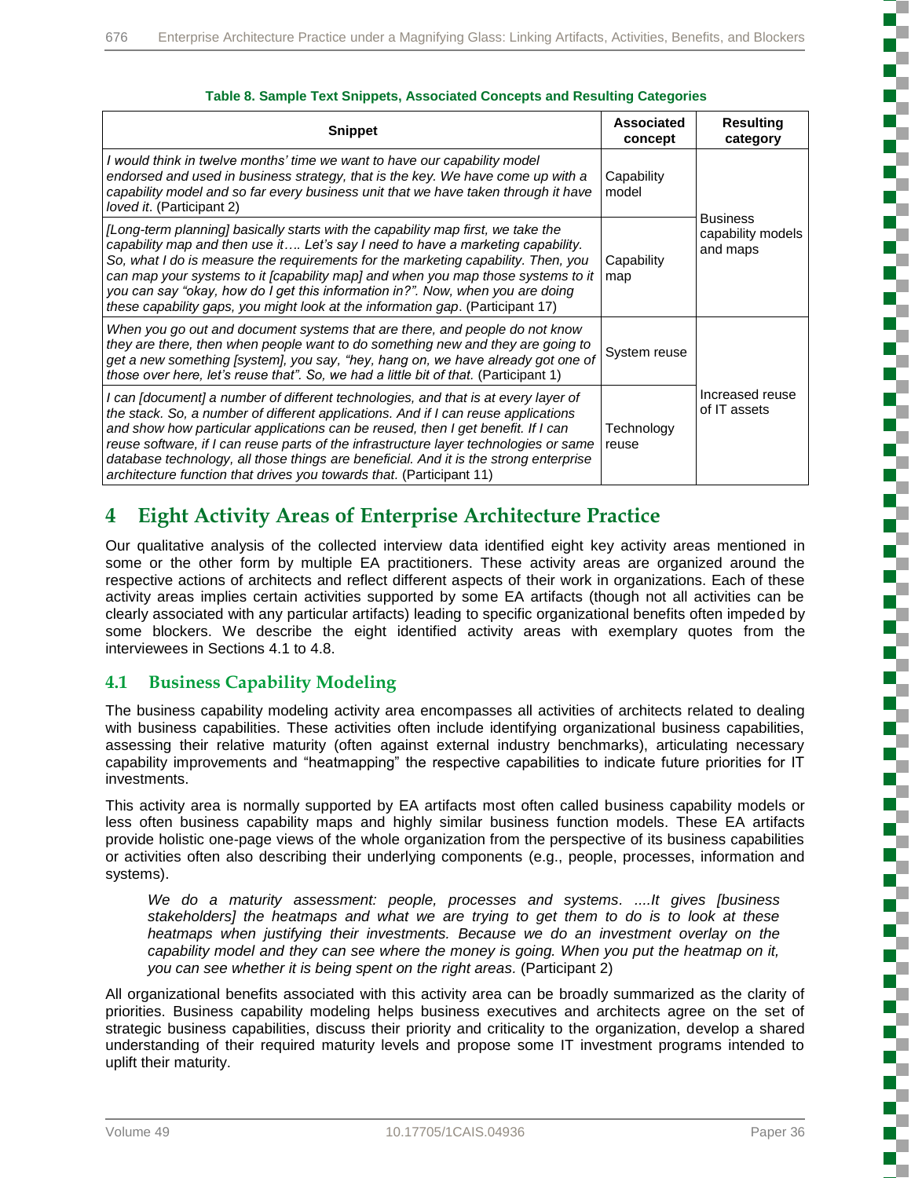**Table 8. Sample Text Snippets, Associated Concepts and Resulting Categories**

| Snippet | Associated concept | Resulting category |
|---|---|---|
| *I would think in twelve months' time we want to have our capability model endorsed and used in business strategy, that is the key. We have come up with a capability model and so far every business unit that we have taken through it have loved it*. (Participant 2) | Capability model | Business capability models and maps |
| *[Long-term planning] basically starts with the capability map first, we take the capability map and then use it…. Let's say I need to have a marketing capability. So, what I do is measure the requirements for the marketing capability. Then, you can map your systems to it [capability map] and when you map those systems to it you can say "okay, how do I get this information in?". Now, when you are doing these capability gaps, you might look at the information gap*. (Participant 17) | Capability map | |
| *When you go out and document systems that are there, and people do not know they are there, then when people want to do something new and they are going to get a new something [system], you say, "hey, hang on, we have already got one of those over here, let's reuse that". So, we had a little bit of that.* (Participant 1) | System reuse | Increased reuse of IT assets |
| *I can [document] a number of different technologies, and that is at every layer of the stack. So, a number of different applications. And if I can reuse applications and show how particular applications can be reused, then I get benefit. If I can reuse software, if I can reuse parts of the infrastructure layer technologies or same database technology, all those things are beneficial. And it is the strong enterprise architecture function that drives you towards that*. (Participant 11) | Technology reuse | |

# 4 Eight Activity Areas of Enterprise Architecture Practice

Our qualitative analysis of the collected interview data identified eight key activity areas mentioned in some or the other form by multiple EA practitioners. These activity areas are organized around the respective actions of architects and reflect different aspects of their work in organizations. Each of these activity areas implies certain activities supported by some EA artifacts (though not all activities can be clearly associated with any particular artifacts) leading to specific organizational benefits often impeded by some blockers. We describe the eight identified activity areas with exemplary quotes from the interviewees in Sections 4.1 to 4.8.

## 4.1 Business Capability Modeling

The business capability modeling activity area encompasses all activities of architects related to dealing with business capabilities. These activities often include identifying organizational business capabilities, assessing their relative maturity (often against external industry benchmarks), articulating necessary capability improvements and "heatmapping" the respective capabilities to indicate future priorities for IT investments.

This activity area is normally supported by EA artifacts most often called business capability models or less often business capability maps and highly similar business function models. These EA artifacts provide holistic one-page views of the whole organization from the perspective of its business capabilities or activities often also describing their underlying components (e.g., people, processes, information and systems).

> *We do a maturity assessment: people, processes and systems. ....It gives [business stakeholders] the heatmaps and what we are trying to get them to do is to look at these heatmaps when justifying their investments. Because we do an investment overlay on the capability model and they can see where the money is going. When you put the heatmap on it, you can see whether it is being spent on the right areas.* (Participant 2)

All organizational benefits associated with this activity area can be broadly summarized as the clarity of priorities. Business capability modeling helps business executives and architects agree on the set of strategic business capabilities, discuss their priority and criticality to the organization, develop a shared understanding of their required maturity levels and propose some IT investment programs intended to uplift their maturity.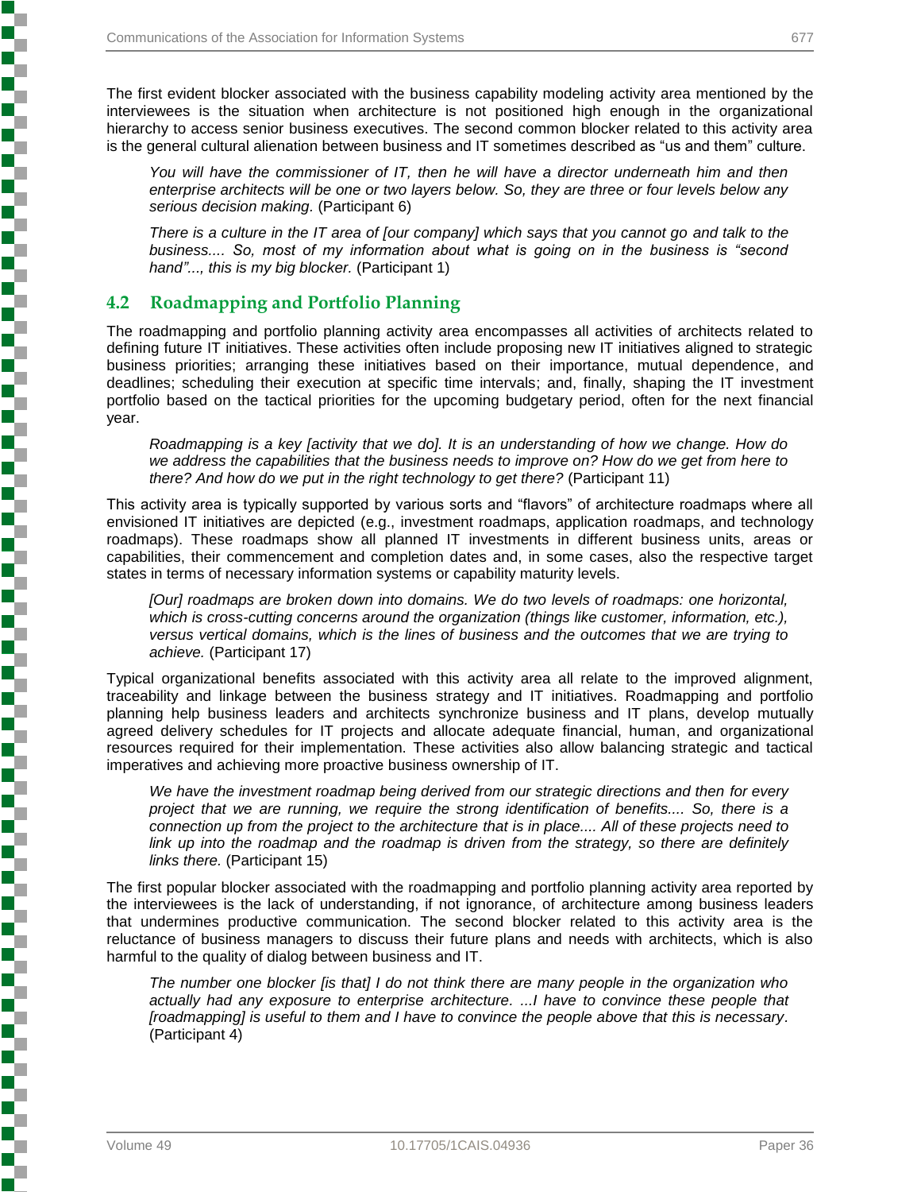The first evident blocker associated with the business capability modeling activity area mentioned by the interviewees is the situation when architecture is not positioned high enough in the organizational hierarchy to access senior business executives. The second common blocker related to this activity area is the general cultural alienation between business and IT sometimes described as "us and them" culture.

> *You will have the commissioner of IT, then he will have a director underneath him and then enterprise architects will be one or two layers below. So, they are three or four levels below any serious decision making.* (Participant 6)

> *There is a culture in the IT area of [our company] which says that you cannot go and talk to the business.... So, most of my information about what is going on in the business is "second hand"..., this is my big blocker.* (Participant 1)

## 4.2 Roadmapping and Portfolio Planning

The roadmapping and portfolio planning activity area encompasses all activities of architects related to defining future IT initiatives. These activities often include proposing new IT initiatives aligned to strategic business priorities; arranging these initiatives based on their importance, mutual dependence, and deadlines; scheduling their execution at specific time intervals; and, finally, shaping the IT investment portfolio based on the tactical priorities for the upcoming budgetary period, often for the next financial year.

> *Roadmapping is a key [activity that we do]. It is an understanding of how we change. How do we address the capabilities that the business needs to improve on? How do we get from here to there? And how do we put in the right technology to get there?* (Participant 11)

This activity area is typically supported by various sorts and "flavors" of architecture roadmaps where all envisioned IT initiatives are depicted (e.g., investment roadmaps, application roadmaps, and technology roadmaps). These roadmaps show all planned IT investments in different business units, areas or capabilities, their commencement and completion dates and, in some cases, also the respective target states in terms of necessary information systems or capability maturity levels.

> *[Our] roadmaps are broken down into domains. We do two levels of roadmaps: one horizontal, which is cross-cutting concerns around the organization (things like customer, information, etc.), versus vertical domains, which is the lines of business and the outcomes that we are trying to achieve.* (Participant 17)

Typical organizational benefits associated with this activity area all relate to the improved alignment, traceability and linkage between the business strategy and IT initiatives. Roadmapping and portfolio planning help business leaders and architects synchronize business and IT plans, develop mutually agreed delivery schedules for IT projects and allocate adequate financial, human, and organizational resources required for their implementation. These activities also allow balancing strategic and tactical imperatives and achieving more proactive business ownership of IT.

> *We have the investment roadmap being derived from our strategic directions and then for every project that we are running, we require the strong identification of benefits.... So, there is a connection up from the project to the architecture that is in place.... All of these projects need to link up into the roadmap and the roadmap is driven from the strategy, so there are definitely links there.* (Participant 15)

The first popular blocker associated with the roadmapping and portfolio planning activity area reported by the interviewees is the lack of understanding, if not ignorance, of architecture among business leaders that undermines productive communication. The second blocker related to this activity area is the reluctance of business managers to discuss their future plans and needs with architects, which is also harmful to the quality of dialog between business and IT.

> *The number one blocker [is that] I do not think there are many people in the organization who actually had any exposure to enterprise architecture. ...I have to convince these people that [roadmapping] is useful to them and I have to convince the people above that this is necessary*. (Participant 4)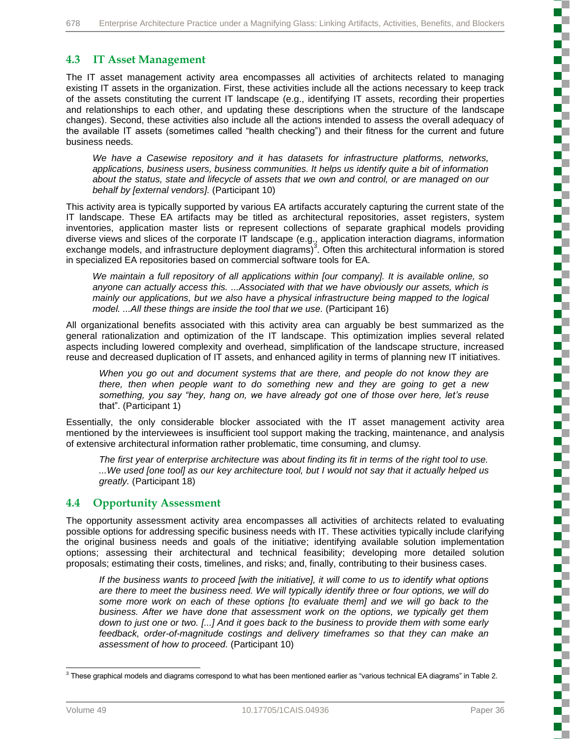## 4.3 IT Asset Management

The IT asset management activity area encompasses all activities of architects related to managing existing IT assets in the organization. First, these activities include all the actions necessary to keep track of the assets constituting the current IT landscape (e.g., identifying IT assets, recording their properties and relationships to each other, and updating these descriptions when the structure of the landscape changes). Second, these activities also include all the actions intended to assess the overall adequacy of the available IT assets (sometimes called "health checking") and their fitness for the current and future business needs.

> *We have a Casewise repository and it has datasets for infrastructure platforms, networks, applications, business users, business communities. It helps us identify quite a bit of information about the status, state and lifecycle of assets that we own and control, or are managed on our behalf by [external vendors].* (Participant 10)

This activity area is typically supported by various EA artifacts accurately capturing the current state of the IT landscape. These EA artifacts may be titled as architectural repositories, asset registers, system inventories, application master lists or represent collections of separate graphical models providing diverse views and slices of the corporate IT landscape (e.g., application interaction diagrams, information exchange models, and infrastructure deployment diagrams)[3]. Often this architectural information is stored in specialized EA repositories based on commercial software tools for EA.

> *We maintain a full repository of all applications within [our company]. It is available online, so anyone can actually access this. ...Associated with that we have obviously our assets, which is mainly our applications, but we also have a physical infrastructure being mapped to the logical model. ...All these things are inside the tool that we use.* (Participant 16)

All organizational benefits associated with this activity area can arguably be best summarized as the general rationalization and optimization of the IT landscape. This optimization implies several related aspects including lowered complexity and overhead, simplification of the landscape structure, increased reuse and decreased duplication of IT assets, and enhanced agility in terms of planning new IT initiatives.

> *When you go out and document systems that are there, and people do not know they are there, then when people want to do something new and they are going to get a new something, you say "hey, hang on, we have already got one of those over here, let's reuse* that". (Participant 1)

Essentially, the only considerable blocker associated with the IT asset management activity area mentioned by the interviewees is insufficient tool support making the tracking, maintenance, and analysis of extensive architectural information rather problematic, time consuming, and clumsy.

> *The first year of enterprise architecture was about finding its fit in terms of the right tool to use. ...We used [one tool] as our key architecture tool, but I would not say that it actually helped us greatly.* (Participant 18)

## 4.4 Opportunity Assessment

The opportunity assessment activity area encompasses all activities of architects related to evaluating possible options for addressing specific business needs with IT. These activities typically include clarifying the original business needs and goals of the initiative; identifying available solution implementation options; assessing their architectural and technical feasibility; developing more detailed solution proposals; estimating their costs, timelines, and risks; and, finally, contributing to their business cases.

> *If the business wants to proceed [with the initiative], it will come to us to identify what options are there to meet the business need. We will typically identify three or four options, we will do some more work on each of these options [to evaluate them] and we will go back to the business. After we have done that assessment work on the options, we typically get them down to just one or two. [...] And it goes back to the business to provide them with some early feedback, order-of-magnitude costings and delivery timeframes so that they can make an assessment of how to proceed.* (Participant 10)

[3] These graphical models and diagrams correspond to what has been mentioned earlier as "various technical EA diagrams" in Table 2.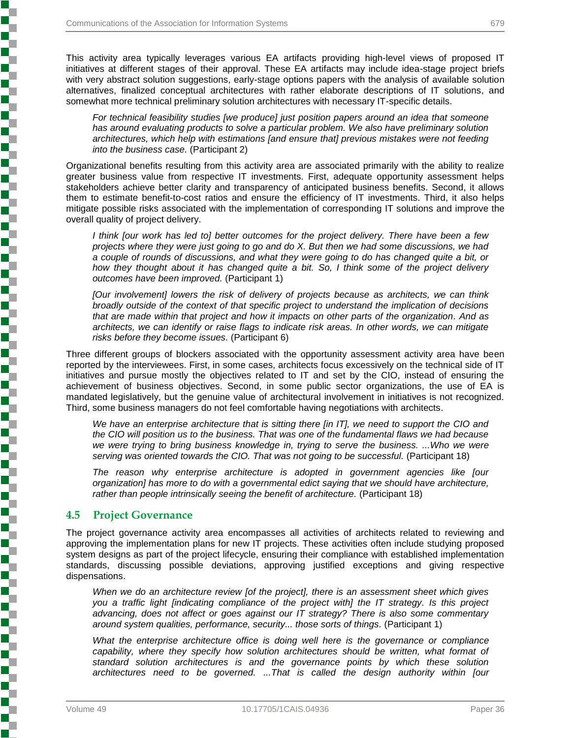This activity area typically leverages various EA artifacts providing high-level views of proposed IT initiatives at different stages of their approval. These EA artifacts may include idea-stage project briefs with very abstract solution suggestions, early-stage options papers with the analysis of available solution alternatives, finalized conceptual architectures with rather elaborate descriptions of IT solutions, and somewhat more technical preliminary solution architectures with necessary IT-specific details.

> *For technical feasibility studies [we produce] just position papers around an idea that someone has around evaluating products to solve a particular problem. We also have preliminary solution architectures, which help with estimations [and ensure that] previous mistakes were not feeding into the business case.* (Participant 2)

Organizational benefits resulting from this activity area are associated primarily with the ability to realize greater business value from respective IT investments. First, adequate opportunity assessment helps stakeholders achieve better clarity and transparency of anticipated business benefits. Second, it allows them to estimate benefit-to-cost ratios and ensure the efficiency of IT investments. Third, it also helps mitigate possible risks associated with the implementation of corresponding IT solutions and improve the overall quality of project delivery.

> *I think [our work has led to] better outcomes for the project delivery. There have been a few projects where they were just going to go and do X. But then we had some discussions, we had a couple of rounds of discussions, and what they were going to do has changed quite a bit, or how they thought about it has changed quite a bit. So, I think some of the project delivery outcomes have been improved.* (Participant 1)

> *[Our involvement] lowers the risk of delivery of projects because as architects, we can think broadly outside of the context of that specific project to understand the implication of decisions that are made within that project and how it impacts on other parts of the organization. And as architects, we can identify or raise flags to indicate risk areas. In other words, we can mitigate risks before they become issues.* (Participant 6)

Three different groups of blockers associated with the opportunity assessment activity area have been reported by the interviewees. First, in some cases, architects focus excessively on the technical side of IT initiatives and pursue mostly the objectives related to IT and set by the CIO, instead of ensuring the achievement of business objectives. Second, in some public sector organizations, the use of EA is mandated legislatively, but the genuine value of architectural involvement in initiatives is not recognized. Third, some business managers do not feel comfortable having negotiations with architects.

> *We have an enterprise architecture that is sitting there [in IT], we need to support the CIO and the CIO will position us to the business. That was one of the fundamental flaws we had because we were trying to bring business knowledge in, trying to serve the business. ...Who we were serving was oriented towards the CIO. That was not going to be successful.* (Participant 18)

> *The reason why enterprise architecture is adopted in government agencies like [our organization] has more to do with a governmental edict saying that we should have architecture, rather than people intrinsically seeing the benefit of architecture.* (Participant 18)

## 4.5 Project Governance

The project governance activity area encompasses all activities of architects related to reviewing and approving the implementation plans for new IT projects. These activities often include studying proposed system designs as part of the project lifecycle, ensuring their compliance with established implementation standards, discussing possible deviations, approving justified exceptions and giving respective dispensations.

> *When we do an architecture review [of the project], there is an assessment sheet which gives you a traffic light [indicating compliance of the project with] the IT strategy. Is this project advancing, does not affect or goes against our IT strategy? There is also some commentary around system qualities, performance, security... those sorts of things.* (Participant 1)

> *What the enterprise architecture office is doing well here is the governance or compliance capability, where they specify how solution architectures should be written, what format of standard solution architectures is and the governance points by which these solution architectures need to be governed. ...That is called the design authority within [our*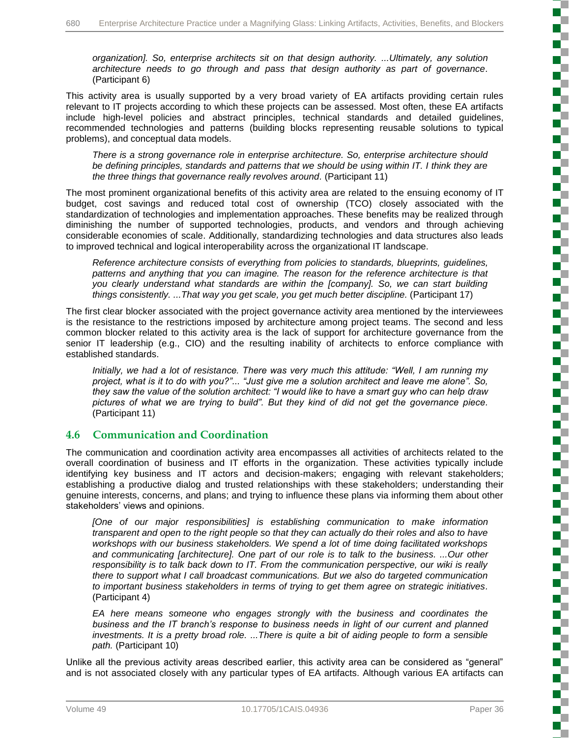*organization]. So, enterprise architects sit on that design authority. ...Ultimately, any solution architecture needs to go through and pass that design authority as part of governance.* (Participant 6)

This activity area is usually supported by a very broad variety of EA artifacts providing certain rules relevant to IT projects according to which these projects can be assessed. Most often, these EA artifacts include high-level policies and abstract principles, technical standards and detailed guidelines, recommended technologies and patterns (building blocks representing reusable solutions to typical problems), and conceptual data models.

*There is a strong governance role in enterprise architecture. So, enterprise architecture should be defining principles, standards and patterns that we should be using within IT. I think they are the three things that governance really revolves around.* (Participant 11)

The most prominent organizational benefits of this activity area are related to the ensuing economy of IT budget, cost savings and reduced total cost of ownership (TCO) closely associated with the standardization of technologies and implementation approaches. These benefits may be realized through diminishing the number of supported technologies, products, and vendors and through achieving considerable economies of scale. Additionally, standardizing technologies and data structures also leads to improved technical and logical interoperability across the organizational IT landscape.

*Reference architecture consists of everything from policies to standards, blueprints, guidelines, patterns and anything that you can imagine. The reason for the reference architecture is that you clearly understand what standards are within the [company]. So, we can start building things consistently. ...That way you get scale, you get much better discipline.* (Participant 17)

The first clear blocker associated with the project governance activity area mentioned by the interviewees is the resistance to the restrictions imposed by architecture among project teams. The second and less common blocker related to this activity area is the lack of support for architecture governance from the senior IT leadership (e.g., CIO) and the resulting inability of architects to enforce compliance with established standards.

*Initially, we had a lot of resistance. There was very much this attitude: "Well, I am running my project, what is it to do with you?"... "Just give me a solution architect and leave me alone". So, they saw the value of the solution architect: "I would like to have a smart guy who can help draw pictures of what we are trying to build". But they kind of did not get the governance piece.* (Participant 11)

## 4.6 Communication and Coordination

The communication and coordination activity area encompasses all activities of architects related to the overall coordination of business and IT efforts in the organization. These activities typically include identifying key business and IT actors and decision-makers; engaging with relevant stakeholders; establishing a productive dialog and trusted relationships with these stakeholders; understanding their genuine interests, concerns, and plans; and trying to influence these plans via informing them about other stakeholders' views and opinions.

*[One of our major responsibilities] is establishing communication to make information transparent and open to the right people so that they can actually do their roles and also to have workshops with our business stakeholders. We spend a lot of time doing facilitated workshops and communicating [architecture]. One part of our role is to talk to the business. ...Our other responsibility is to talk back down to IT. From the communication perspective, our wiki is really there to support what I call broadcast communications. But we also do targeted communication to important business stakeholders in terms of trying to get them agree on strategic initiatives.* (Participant 4)

*EA here means someone who engages strongly with the business and coordinates the business and the IT branch's response to business needs in light of our current and planned investments. It is a pretty broad role. ...There is quite a bit of aiding people to form a sensible path.* (Participant 10)

Unlike all the previous activity areas described earlier, this activity area can be considered as "general" and is not associated closely with any particular types of EA artifacts. Although various EA artifacts can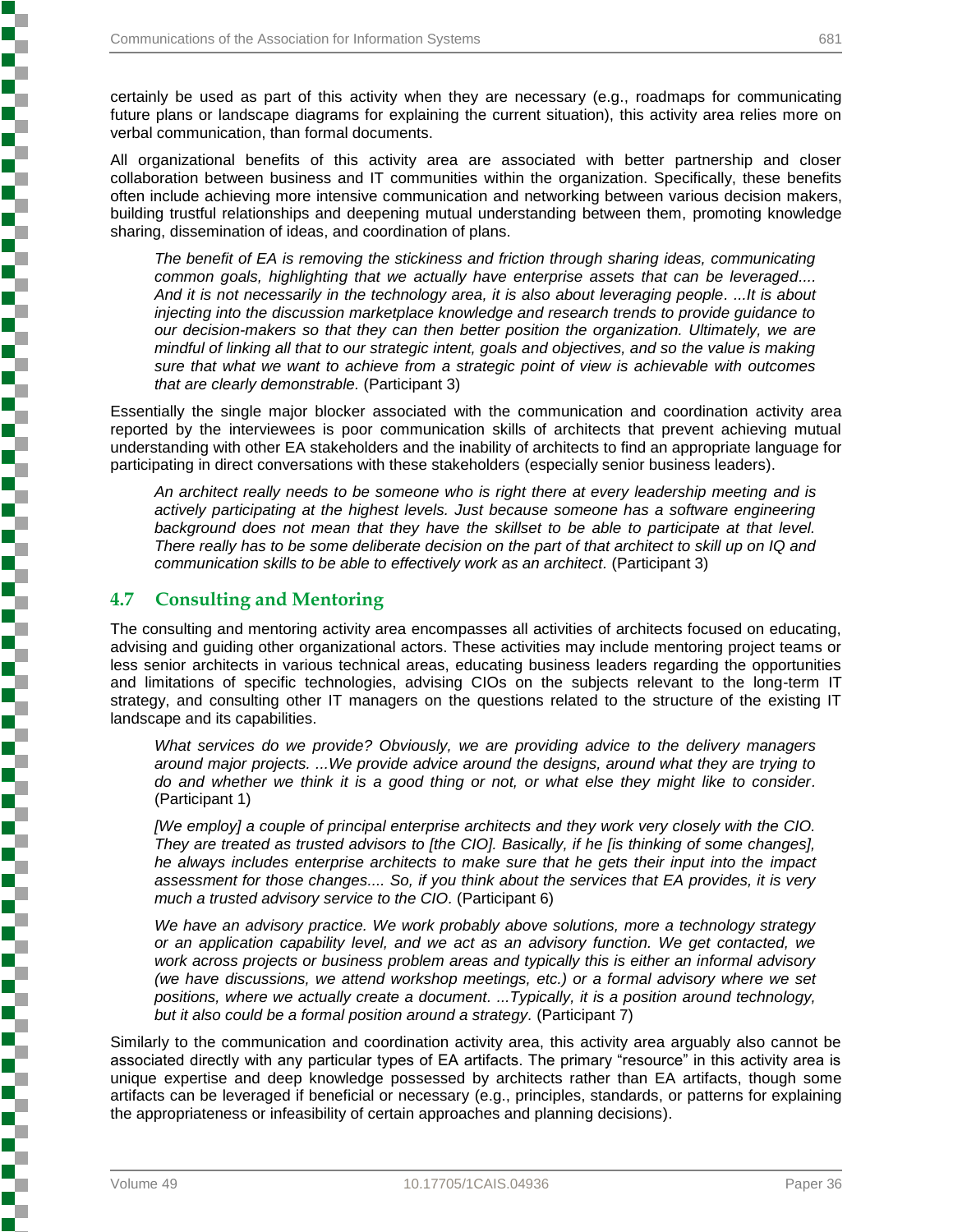certainly be used as part of this activity when they are necessary (e.g., roadmaps for communicating future plans or landscape diagrams for explaining the current situation), this activity area relies more on verbal communication, than formal documents.

All organizational benefits of this activity area are associated with better partnership and closer collaboration between business and IT communities within the organization. Specifically, these benefits often include achieving more intensive communication and networking between various decision makers, building trustful relationships and deepening mutual understanding between them, promoting knowledge sharing, dissemination of ideas, and coordination of plans.

> *The benefit of EA is removing the stickiness and friction through sharing ideas, communicating common goals, highlighting that we actually have enterprise assets that can be leveraged.... And it is not necessarily in the technology area, it is also about leveraging people. ...It is about injecting into the discussion marketplace knowledge and research trends to provide guidance to our decision-makers so that they can then better position the organization. Ultimately, we are mindful of linking all that to our strategic intent, goals and objectives, and so the value is making sure that what we want to achieve from a strategic point of view is achievable with outcomes that are clearly demonstrable.* (Participant 3)

Essentially the single major blocker associated with the communication and coordination activity area reported by the interviewees is poor communication skills of architects that prevent achieving mutual understanding with other EA stakeholders and the inability of architects to find an appropriate language for participating in direct conversations with these stakeholders (especially senior business leaders).

> *An architect really needs to be someone who is right there at every leadership meeting and is actively participating at the highest levels. Just because someone has a software engineering background does not mean that they have the skillset to be able to participate at that level. There really has to be some deliberate decision on the part of that architect to skill up on IQ and communication skills to be able to effectively work as an architect.* (Participant 3)

## 4.7 Consulting and Mentoring

The consulting and mentoring activity area encompasses all activities of architects focused on educating, advising and guiding other organizational actors. These activities may include mentoring project teams or less senior architects in various technical areas, educating business leaders regarding the opportunities and limitations of specific technologies, advising CIOs on the subjects relevant to the long-term IT strategy, and consulting other IT managers on the questions related to the structure of the existing IT landscape and its capabilities.

> *What services do we provide? Obviously, we are providing advice to the delivery managers around major projects. ...We provide advice around the designs, around what they are trying to do and whether we think it is a good thing or not, or what else they might like to consider.* (Participant 1)

> *[We employ] a couple of principal enterprise architects and they work very closely with the CIO. They are treated as trusted advisors to [the CIO]. Basically, if he [is thinking of some changes], he always includes enterprise architects to make sure that he gets their input into the impact assessment for those changes.... So, if you think about the services that EA provides, it is very much a trusted advisory service to the CIO.* (Participant 6)

> *We have an advisory practice. We work probably above solutions, more a technology strategy or an application capability level, and we act as an advisory function. We get contacted, we work across projects or business problem areas and typically this is either an informal advisory (we have discussions, we attend workshop meetings, etc.) or a formal advisory where we set positions, where we actually create a document. ...Typically, it is a position around technology, but it also could be a formal position around a strategy.* (Participant 7)

Similarly to the communication and coordination activity area, this activity area arguably also cannot be associated directly with any particular types of EA artifacts. The primary "resource" in this activity area is unique expertise and deep knowledge possessed by architects rather than EA artifacts, though some artifacts can be leveraged if beneficial or necessary (e.g., principles, standards, or patterns for explaining the appropriateness or infeasibility of certain approaches and planning decisions).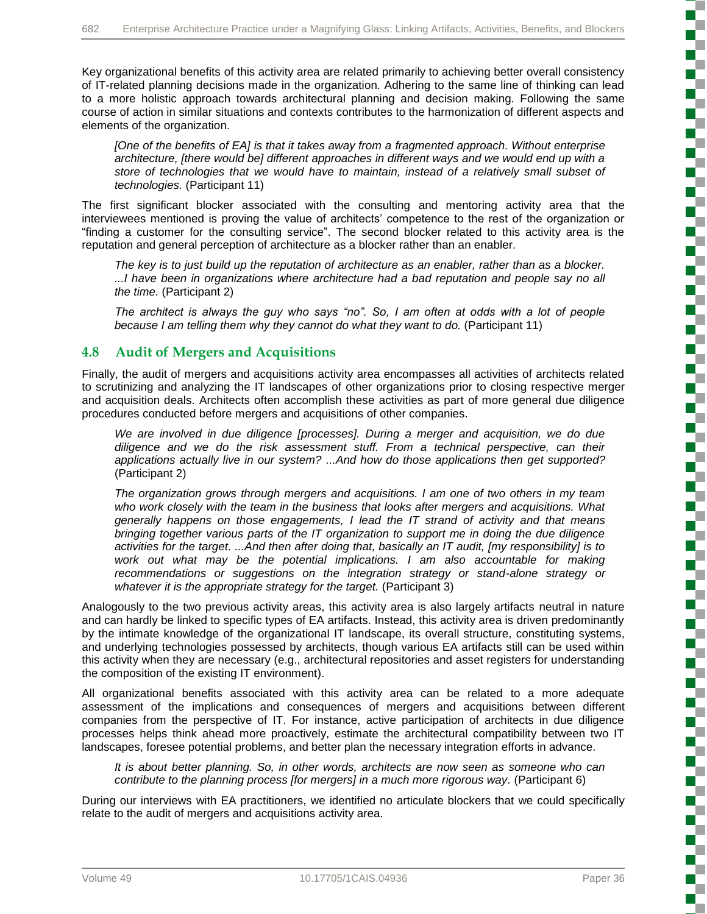Key organizational benefits of this activity area are related primarily to achieving better overall consistency of IT-related planning decisions made in the organization. Adhering to the same line of thinking can lead to a more holistic approach towards architectural planning and decision making. Following the same course of action in similar situations and contexts contributes to the harmonization of different aspects and elements of the organization.

> *[One of the benefits of EA] is that it takes away from a fragmented approach. Without enterprise architecture, [there would be] different approaches in different ways and we would end up with a store of technologies that we would have to maintain, instead of a relatively small subset of technologies.* (Participant 11)

The first significant blocker associated with the consulting and mentoring activity area that the interviewees mentioned is proving the value of architects' competence to the rest of the organization or "finding a customer for the consulting service". The second blocker related to this activity area is the reputation and general perception of architecture as a blocker rather than an enabler.

> *The key is to just build up the reputation of architecture as an enabler, rather than as a blocker. ...I have been in organizations where architecture had a bad reputation and people say no all the time.* (Participant 2)

> *The architect is always the guy who says "no". So, I am often at odds with a lot of people because I am telling them why they cannot do what they want to do.* (Participant 11)

## 4.8 Audit of Mergers and Acquisitions

Finally, the audit of mergers and acquisitions activity area encompasses all activities of architects related to scrutinizing and analyzing the IT landscapes of other organizations prior to closing respective merger and acquisition deals. Architects often accomplish these activities as part of more general due diligence procedures conducted before mergers and acquisitions of other companies.

> *We are involved in due diligence [processes]. During a merger and acquisition, we do due diligence and we do the risk assessment stuff. From a technical perspective, can their applications actually live in our system? ...And how do those applications then get supported?* (Participant 2)

> *The organization grows through mergers and acquisitions. I am one of two others in my team who work closely with the team in the business that looks after mergers and acquisitions. What generally happens on those engagements, I lead the IT strand of activity and that means bringing together various parts of the IT organization to support me in doing the due diligence activities for the target. ...And then after doing that, basically an IT audit, [my responsibility] is to work out what may be the potential implications. I am also accountable for making recommendations or suggestions on the integration strategy or stand-alone strategy or whatever it is the appropriate strategy for the target.* (Participant 3)

Analogously to the two previous activity areas, this activity area is also largely artifacts neutral in nature and can hardly be linked to specific types of EA artifacts. Instead, this activity area is driven predominantly by the intimate knowledge of the organizational IT landscape, its overall structure, constituting systems, and underlying technologies possessed by architects, though various EA artifacts still can be used within this activity when they are necessary (e.g., architectural repositories and asset registers for understanding the composition of the existing IT environment).

All organizational benefits associated with this activity area can be related to a more adequate assessment of the implications and consequences of mergers and acquisitions between different companies from the perspective of IT. For instance, active participation of architects in due diligence processes helps think ahead more proactively, estimate the architectural compatibility between two IT landscapes, foresee potential problems, and better plan the necessary integration efforts in advance.

> *It is about better planning. So, in other words, architects are now seen as someone who can contribute to the planning process [for mergers] in a much more rigorous way.* (Participant 6)

During our interviews with EA practitioners, we identified no articulate blockers that we could specifically relate to the audit of mergers and acquisitions activity area.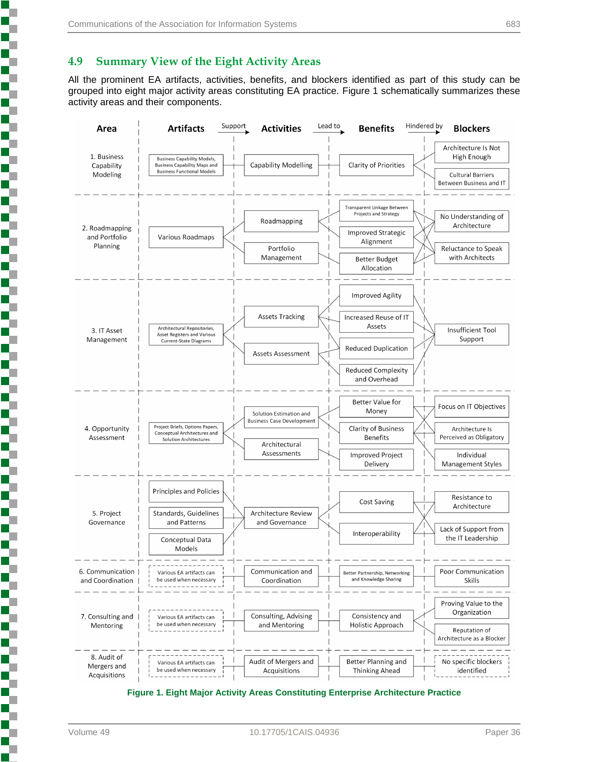## 4.9 Summary View of the Eight Activity Areas

All the prominent EA artifacts, activities, benefits, and blockers identified as part of this study can be grouped into eight major activity areas constituting EA practice. Figure 1 schematically summarizes these activity areas and their components.

| Area | Artifacts (Support →) | Activities (Lead to →) | Benefits (Hindered by →) | Blockers |
|---|---|---|---|---|
| 1. Business Capability Modeling | Business Capability Models, Business Capability Maps and Business Functional Models | Capability Modelling | Clarity of Priorities | Architecture Is Not High Enough; Cultural Barriers Between Business and IT |
| 2. Roadmapping and Portfolio Planning | Various Roadmaps | Roadmapping; Portfolio Management | Transparent Linkage Between Projects and Strategy; Improved Strategic Alignment; Better Budget Allocation | No Understanding of Architecture; Reluctance to Speak with Architects |
| 3. IT Asset Management | Architectural Repositories, Asset Registers and Various Current-State Diagrams | Assets Tracking; Assets Assessment | Improved Agility; Increased Reuse of IT Assets; Reduced Duplication; Reduced Complexity and Overhead | Insufficient Tool Support |
| 4. Opportunity Assessment | Project Briefs, Options Papers, Conceptual Architectures and Solution Architectures | Solution Estimation and Business Case Development; Architectural Assessments | Better Value for Money; Clarity of Business Benefits; Improved Project Delivery | Focus on IT Objectives; Architecture Is Perceived as Obligatory; Individual Management Styles |
| 5. Project Governance | Principles and Policies; Standards, Guidelines and Patterns; Conceptual Data Models | Architecture Review and Governance | Cost Saving; Interoperability | Resistance to Architecture; Lack of Support from the IT Leadership |
| 6. Communication and Coordination | Various EA artifacts can be used when necessary | Communication and Coordination | Better Partnership, Networking and Knowledge Sharing | Poor Communication Skills |
| 7. Consulting and Mentoring | Various EA artifacts can be used when necessary | Consulting, Advising and Mentoring | Consistency and Holistic Approach | Proving Value to the Organization; Reputation of Architecture as a Blocker |
| 8. Audit of Mergers and Acquisitions | Various EA artifacts can be used when necessary | Audit of Mergers and Acquisitions | Better Planning and Thinking Ahead | No specific blockers identified |

**Figure 1. Eight Major Activity Areas Constituting Enterprise Architecture Practice**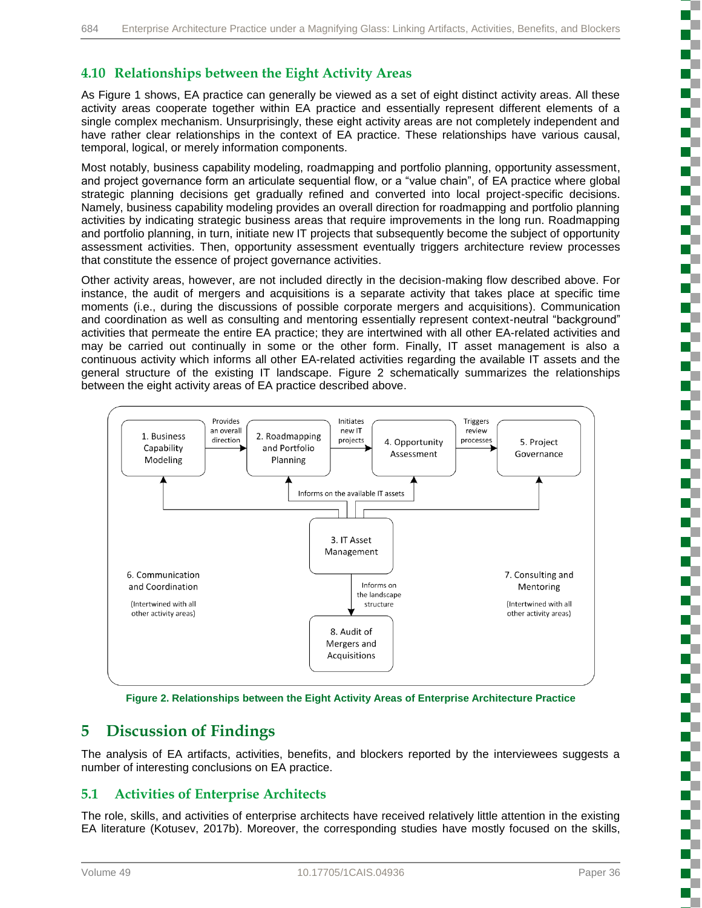## 4.10 Relationships between the Eight Activity Areas

As Figure 1 shows, EA practice can generally be viewed as a set of eight distinct activity areas. All these activity areas cooperate together within EA practice and essentially represent different elements of a single complex mechanism. Unsurprisingly, these eight activity areas are not completely independent and have rather clear relationships in the context of EA practice. These relationships have various causal, temporal, logical, or merely information components.

Most notably, business capability modeling, roadmapping and portfolio planning, opportunity assessment, and project governance form an articulate sequential flow, or a "value chain", of EA practice where global strategic planning decisions get gradually refined and converted into local project-specific decisions. Namely, business capability modeling provides an overall direction for roadmapping and portfolio planning activities by indicating strategic business areas that require improvements in the long run. Roadmapping and portfolio planning, in turn, initiate new IT projects that subsequently become the subject of opportunity assessment activities. Then, opportunity assessment eventually triggers architecture review processes that constitute the essence of project governance activities.

Other activity areas, however, are not included directly in the decision-making flow described above. For instance, the audit of mergers and acquisitions is a separate activity that takes place at specific time moments (i.e., during the discussions of possible corporate mergers and acquisitions). Communication and coordination as well as consulting and mentoring essentially represent context-neutral "background" activities that permeate the entire EA practice; they are intertwined with all other EA-related activities and may be carried out continually in some or the other form. Finally, IT asset management is also a continuous activity which informs all other EA-related activities regarding the available IT assets and the general structure of the existing IT landscape. Figure 2 schematically summarizes the relationships between the eight activity areas of EA practice described above.

**Figure 2. Relationships between the Eight Activity Areas of Enterprise Architecture Practice**

# 5 Discussion of Findings

The analysis of EA artifacts, activities, benefits, and blockers reported by the interviewees suggests a number of interesting conclusions on EA practice.

## 5.1 Activities of Enterprise Architects

The role, skills, and activities of enterprise architects have received relatively little attention in the existing EA literature (Kotusev, 2017b). Moreover, the corresponding studies have mostly focused on the skills,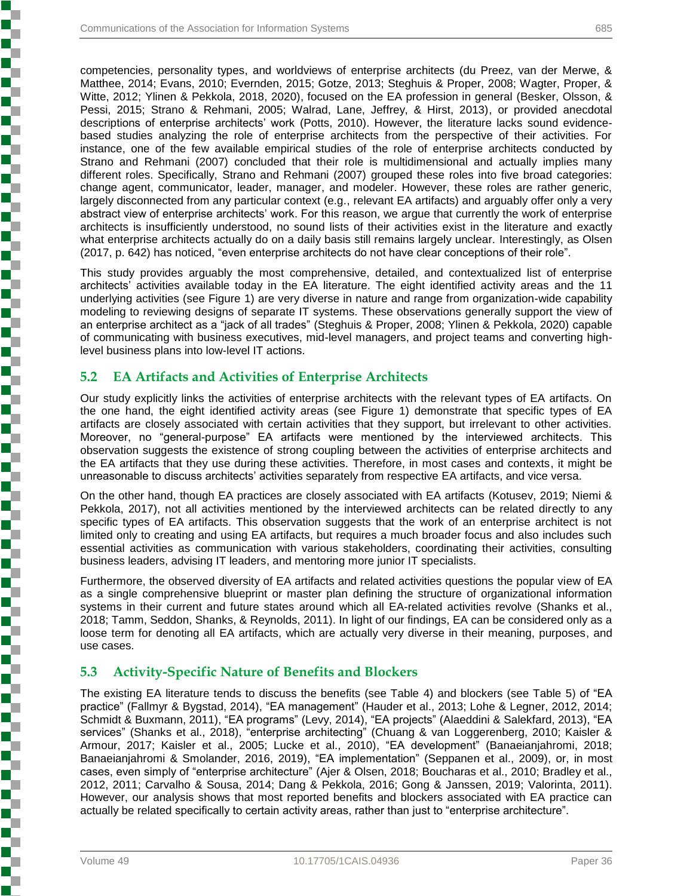competencies, personality types, and worldviews of enterprise architects (du Preez, van der Merwe, & Matthee, 2014; Evans, 2010; Evernden, 2015; Gotze, 2013; Steghuis & Proper, 2008; Wagter, Proper, & Witte, 2012; Ylinen & Pekkola, 2018, 2020), focused on the EA profession in general (Besker, Olsson, & Pessi, 2015; Strano & Rehmani, 2005; Walrad, Lane, Jeffrey, & Hirst, 2013), or provided anecdotal descriptions of enterprise architects' work (Potts, 2010). However, the literature lacks sound evidence-based studies analyzing the role of enterprise architects from the perspective of their activities. For instance, one of the few available empirical studies of the role of enterprise architects conducted by Strano and Rehmani (2007) concluded that their role is multidimensional and actually implies many different roles. Specifically, Strano and Rehmani (2007) grouped these roles into five broad categories: change agent, communicator, leader, manager, and modeler. However, these roles are rather generic, largely disconnected from any particular context (e.g., relevant EA artifacts) and arguably offer only a very abstract view of enterprise architects' work. For this reason, we argue that currently the work of enterprise architects is insufficiently understood, no sound lists of their activities exist in the literature and exactly what enterprise architects actually do on a daily basis still remains largely unclear. Interestingly, as Olsen (2017, p. 642) has noticed, "even enterprise architects do not have clear conceptions of their role".

This study provides arguably the most comprehensive, detailed, and contextualized list of enterprise architects' activities available today in the EA literature. The eight identified activity areas and the 11 underlying activities (see Figure 1) are very diverse in nature and range from organization-wide capability modeling to reviewing designs of separate IT systems. These observations generally support the view of an enterprise architect as a "jack of all trades" (Steghuis & Proper, 2008; Ylinen & Pekkola, 2020) capable of communicating with business executives, mid-level managers, and project teams and converting high-level business plans into low-level IT actions.

## 5.2 EA Artifacts and Activities of Enterprise Architects

Our study explicitly links the activities of enterprise architects with the relevant types of EA artifacts. On the one hand, the eight identified activity areas (see Figure 1) demonstrate that specific types of EA artifacts are closely associated with certain activities that they support, but irrelevant to other activities. Moreover, no "general-purpose" EA artifacts were mentioned by the interviewed architects. This observation suggests the existence of strong coupling between the activities of enterprise architects and the EA artifacts that they use during these activities. Therefore, in most cases and contexts, it might be unreasonable to discuss architects' activities separately from respective EA artifacts, and vice versa.

On the other hand, though EA practices are closely associated with EA artifacts (Kotusev, 2019; Niemi & Pekkola, 2017), not all activities mentioned by the interviewed architects can be related directly to any specific types of EA artifacts. This observation suggests that the work of an enterprise architect is not limited only to creating and using EA artifacts, but requires a much broader focus and also includes such essential activities as communication with various stakeholders, coordinating their activities, consulting business leaders, advising IT leaders, and mentoring more junior IT specialists.

Furthermore, the observed diversity of EA artifacts and related activities questions the popular view of EA as a single comprehensive blueprint or master plan defining the structure of organizational information systems in their current and future states around which all EA-related activities revolve (Shanks et al., 2018; Tamm, Seddon, Shanks, & Reynolds, 2011). In light of our findings, EA can be considered only as a loose term for denoting all EA artifacts, which are actually very diverse in their meaning, purposes, and use cases.

## 5.3 Activity-Specific Nature of Benefits and Blockers

The existing EA literature tends to discuss the benefits (see Table 4) and blockers (see Table 5) of "EA practice" (Fallmyr & Bygstad, 2014), "EA management" (Hauder et al., 2013; Lohe & Legner, 2012, 2014; Schmidt & Buxmann, 2011), "EA programs" (Levy, 2014), "EA projects" (Alaeddini & Salekfard, 2013), "EA services" (Shanks et al., 2018), "enterprise architecting" (Chuang & van Loggerenberg, 2010; Kaisler & Armour, 2017; Kaisler et al., 2005; Lucke et al., 2010), "EA development" (Banaeianjahromi, 2018; Banaeianjahromi & Smolander, 2016, 2019), "EA implementation" (Seppanen et al., 2009), or, in most cases, even simply of "enterprise architecture" (Ajer & Olsen, 2018; Boucharas et al., 2010; Bradley et al., 2012, 2011; Carvalho & Sousa, 2014; Dang & Pekkola, 2016; Gong & Janssen, 2019; Valorinta, 2011). However, our analysis shows that most reported benefits and blockers associated with EA practice can actually be related specifically to certain activity areas, rather than just to "enterprise architecture".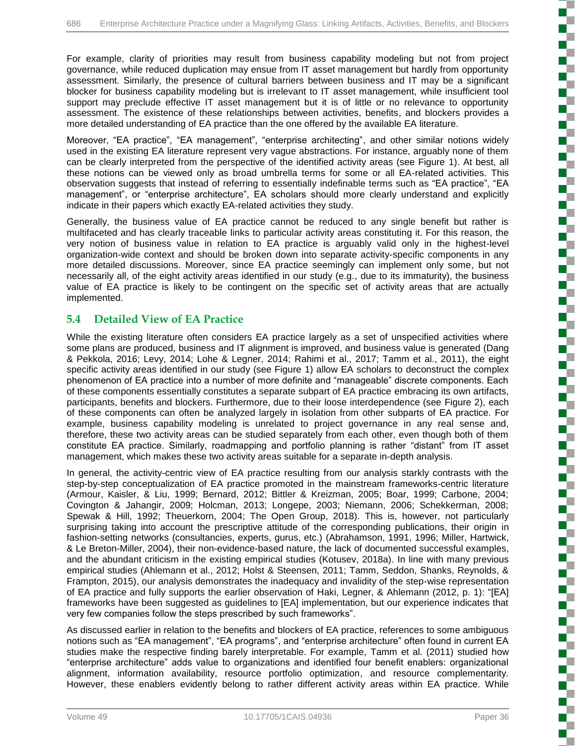For example, clarity of priorities may result from business capability modeling but not from project governance, while reduced duplication may ensue from IT asset management but hardly from opportunity assessment. Similarly, the presence of cultural barriers between business and IT may be a significant blocker for business capability modeling but is irrelevant to IT asset management, while insufficient tool support may preclude effective IT asset management but it is of little or no relevance to opportunity assessment. The existence of these relationships between activities, benefits, and blockers provides a more detailed understanding of EA practice than the one offered by the available EA literature.

Moreover, "EA practice", "EA management", "enterprise architecting", and other similar notions widely used in the existing EA literature represent very vague abstractions. For instance, arguably none of them can be clearly interpreted from the perspective of the identified activity areas (see Figure 1). At best, all these notions can be viewed only as broad umbrella terms for some or all EA-related activities. This observation suggests that instead of referring to essentially indefinable terms such as "EA practice", "EA management", or "enterprise architecture", EA scholars should more clearly understand and explicitly indicate in their papers which exactly EA-related activities they study.

Generally, the business value of EA practice cannot be reduced to any single benefit but rather is multifaceted and has clearly traceable links to particular activity areas constituting it. For this reason, the very notion of business value in relation to EA practice is arguably valid only in the highest-level organization-wide context and should be broken down into separate activity-specific components in any more detailed discussions. Moreover, since EA practice seemingly can implement only some, but not necessarily all, of the eight activity areas identified in our study (e.g., due to its immaturity), the business value of EA practice is likely to be contingent on the specific set of activity areas that are actually implemented.

## 5.4 Detailed View of EA Practice

While the existing literature often considers EA practice largely as a set of unspecified activities where some plans are produced, business and IT alignment is improved, and business value is generated (Dang & Pekkola, 2016; Levy, 2014; Lohe & Legner, 2014; Rahimi et al., 2017; Tamm et al., 2011), the eight specific activity areas identified in our study (see Figure 1) allow EA scholars to deconstruct the complex phenomenon of EA practice into a number of more definite and "manageable" discrete components. Each of these components essentially constitutes a separate subpart of EA practice embracing its own artifacts, participants, benefits and blockers. Furthermore, due to their loose interdependence (see Figure 2), each of these components can often be analyzed largely in isolation from other subparts of EA practice. For example, business capability modeling is unrelated to project governance in any real sense and, therefore, these two activity areas can be studied separately from each other, even though both of them constitute EA practice. Similarly, roadmapping and portfolio planning is rather "distant" from IT asset management, which makes these two activity areas suitable for a separate in-depth analysis.

In general, the activity-centric view of EA practice resulting from our analysis starkly contrasts with the step-by-step conceptualization of EA practice promoted in the mainstream frameworks-centric literature (Armour, Kaisler, & Liu, 1999; Bernard, 2012; Bittler & Kreizman, 2005; Boar, 1999; Carbone, 2004; Covington & Jahangir, 2009; Holcman, 2013; Longepe, 2003; Niemann, 2006; Schekkerman, 2008; Spewak & Hill, 1992; Theuerkorn, 2004; The Open Group, 2018). This is, however, not particularly surprising taking into account the prescriptive attitude of the corresponding publications, their origin in fashion-setting networks (consultancies, experts, gurus, etc.) (Abrahamson, 1991, 1996; Miller, Hartwick, & Le Breton-Miller, 2004), their non-evidence-based nature, the lack of documented successful examples, and the abundant criticism in the existing empirical studies (Kotusev, 2018a). In line with many previous empirical studies (Ahlemann et al., 2012; Holst & Steensen, 2011; Tamm, Seddon, Shanks, Reynolds, & Frampton, 2015), our analysis demonstrates the inadequacy and invalidity of the step-wise representation of EA practice and fully supports the earlier observation of Haki, Legner, & Ahlemann (2012, p. 1): "[EA] frameworks have been suggested as guidelines to [EA] implementation, but our experience indicates that very few companies follow the steps prescribed by such frameworks".

As discussed earlier in relation to the benefits and blockers of EA practice, references to some ambiguous notions such as "EA management", "EA programs", and "enterprise architecture" often found in current EA studies make the respective finding barely interpretable. For example, Tamm et al. (2011) studied how "enterprise architecture" adds value to organizations and identified four benefit enablers: organizational alignment, information availability, resource portfolio optimization, and resource complementarity. However, these enablers evidently belong to rather different activity areas within EA practice. While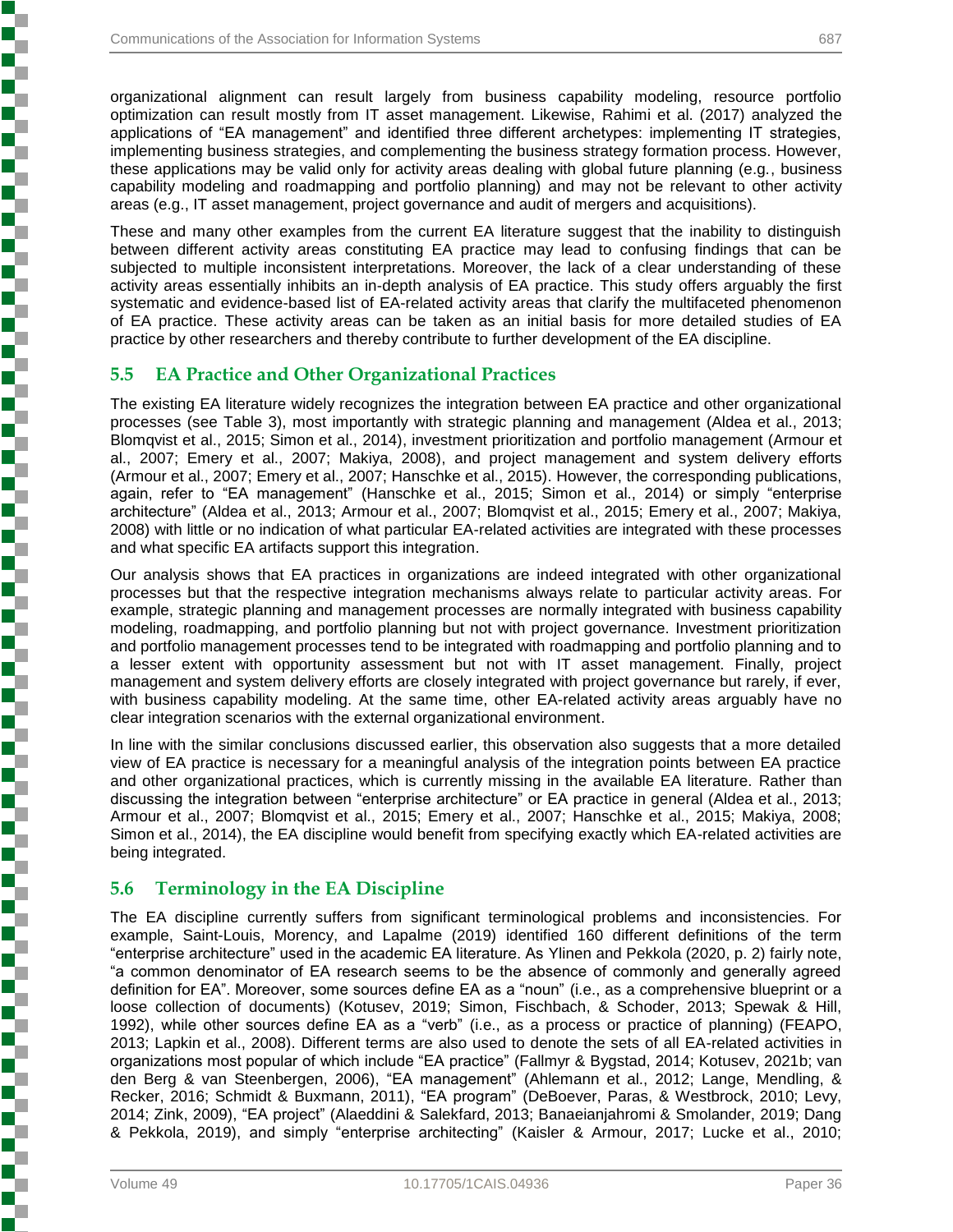organizational alignment can result largely from business capability modeling, resource portfolio optimization can result mostly from IT asset management. Likewise, Rahimi et al. (2017) analyzed the applications of "EA management" and identified three different archetypes: implementing IT strategies, implementing business strategies, and complementing the business strategy formation process. However, these applications may be valid only for activity areas dealing with global future planning (e.g., business capability modeling and roadmapping and portfolio planning) and may not be relevant to other activity areas (e.g., IT asset management, project governance and audit of mergers and acquisitions).

These and many other examples from the current EA literature suggest that the inability to distinguish between different activity areas constituting EA practice may lead to confusing findings that can be subjected to multiple inconsistent interpretations. Moreover, the lack of a clear understanding of these activity areas essentially inhibits an in-depth analysis of EA practice. This study offers arguably the first systematic and evidence-based list of EA-related activity areas that clarify the multifaceted phenomenon of EA practice. These activity areas can be taken as an initial basis for more detailed studies of EA practice by other researchers and thereby contribute to further development of the EA discipline.

## 5.5 EA Practice and Other Organizational Practices

The existing EA literature widely recognizes the integration between EA practice and other organizational processes (see Table 3), most importantly with strategic planning and management (Aldea et al., 2013; Blomqvist et al., 2015; Simon et al., 2014), investment prioritization and portfolio management (Armour et al., 2007; Emery et al., 2007; Makiya, 2008), and project management and system delivery efforts (Armour et al., 2007; Emery et al., 2007; Hanschke et al., 2015). However, the corresponding publications, again, refer to "EA management" (Hanschke et al., 2015; Simon et al., 2014) or simply "enterprise architecture" (Aldea et al., 2013; Armour et al., 2007; Blomqvist et al., 2015; Emery et al., 2007; Makiya, 2008) with little or no indication of what particular EA-related activities are integrated with these processes and what specific EA artifacts support this integration.

Our analysis shows that EA practices in organizations are indeed integrated with other organizational processes but that the respective integration mechanisms always relate to particular activity areas. For example, strategic planning and management processes are normally integrated with business capability modeling, roadmapping, and portfolio planning but not with project governance. Investment prioritization and portfolio management processes tend to be integrated with roadmapping and portfolio planning and to a lesser extent with opportunity assessment but not with IT asset management. Finally, project management and system delivery efforts are closely integrated with project governance but rarely, if ever, with business capability modeling. At the same time, other EA-related activity areas arguably have no clear integration scenarios with the external organizational environment.

In line with the similar conclusions discussed earlier, this observation also suggests that a more detailed view of EA practice is necessary for a meaningful analysis of the integration points between EA practice and other organizational practices, which is currently missing in the available EA literature. Rather than discussing the integration between "enterprise architecture" or EA practice in general (Aldea et al., 2013; Armour et al., 2007; Blomqvist et al., 2015; Emery et al., 2007; Hanschke et al., 2015; Makiya, 2008; Simon et al., 2014), the EA discipline would benefit from specifying exactly which EA-related activities are being integrated.

## 5.6 Terminology in the EA Discipline

The EA discipline currently suffers from significant terminological problems and inconsistencies. For example, Saint-Louis, Morency, and Lapalme (2019) identified 160 different definitions of the term "enterprise architecture" used in the academic EA literature. As Ylinen and Pekkola (2020, p. 2) fairly note, "a common denominator of EA research seems to be the absence of commonly and generally agreed definition for EA". Moreover, some sources define EA as a "noun" (i.e., as a comprehensive blueprint or a loose collection of documents) (Kotusev, 2019; Simon, Fischbach, & Schoder, 2013; Spewak & Hill, 1992), while other sources define EA as a "verb" (i.e., as a process or practice of planning) (FEAPO, 2013; Lapkin et al., 2008). Different terms are also used to denote the sets of all EA-related activities in organizations most popular of which include "EA practice" (Fallmyr & Bygstad, 2014; Kotusev, 2021b; van den Berg & van Steenbergen, 2006), "EA management" (Ahlemann et al., 2012; Lange, Mendling, & Recker, 2016; Schmidt & Buxmann, 2011), "EA program" (DeBoever, Paras, & Westbrock, 2010; Levy, 2014; Zink, 2009), "EA project" (Alaeddini & Salekfard, 2013; Banaeianjahromi & Smolander, 2019; Dang & Pekkola, 2019), and simply "enterprise architecting" (Kaisler & Armour, 2017; Lucke et al., 2010;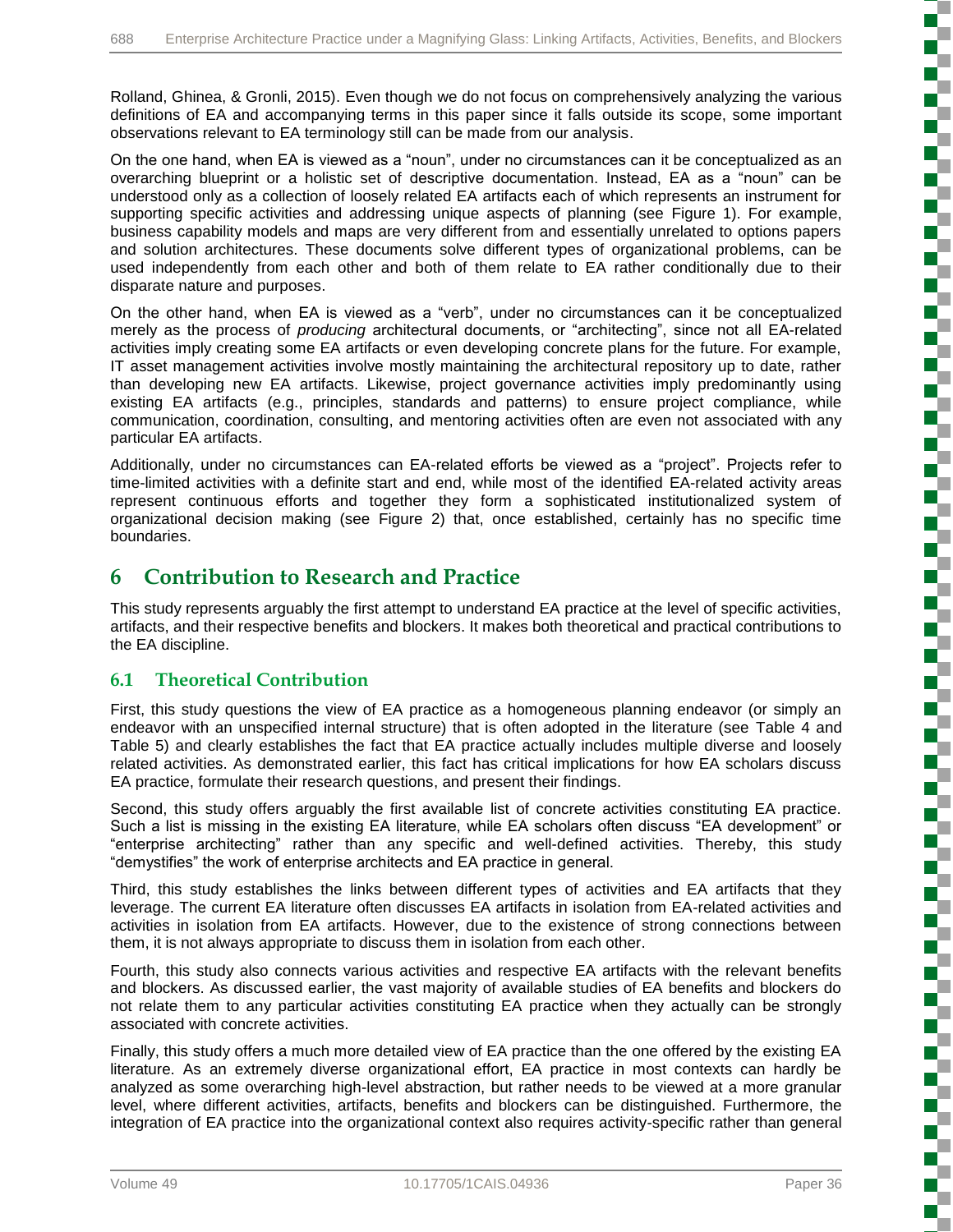Rolland, Ghinea, & Gronli, 2015). Even though we do not focus on comprehensively analyzing the various definitions of EA and accompanying terms in this paper since it falls outside its scope, some important observations relevant to EA terminology still can be made from our analysis.

On the one hand, when EA is viewed as a “noun”, under no circumstances can it be conceptualized as an overarching blueprint or a holistic set of descriptive documentation. Instead, EA as a “noun” can be understood only as a collection of loosely related EA artifacts each of which represents an instrument for supporting specific activities and addressing unique aspects of planning (see Figure 1). For example, business capability models and maps are very different from and essentially unrelated to options papers and solution architectures. These documents solve different types of organizational problems, can be used independently from each other and both of them relate to EA rather conditionally due to their disparate nature and purposes.

On the other hand, when EA is viewed as a “verb”, under no circumstances can it be conceptualized merely as the process of *producing* architectural documents, or “architecting”, since not all EA-related activities imply creating some EA artifacts or even developing concrete plans for the future. For example, IT asset management activities involve mostly maintaining the architectural repository up to date, rather than developing new EA artifacts. Likewise, project governance activities imply predominantly using existing EA artifacts (e.g., principles, standards and patterns) to ensure project compliance, while communication, coordination, consulting, and mentoring activities often are even not associated with any particular EA artifacts.

Additionally, under no circumstances can EA-related efforts be viewed as a “project”. Projects refer to time-limited activities with a definite start and end, while most of the identified EA-related activity areas represent continuous efforts and together they form a sophisticated institutionalized system of organizational decision making (see Figure 2) that, once established, certainly has no specific time boundaries.

# 6 Contribution to Research and Practice

This study represents arguably the first attempt to understand EA practice at the level of specific activities, artifacts, and their respective benefits and blockers. It makes both theoretical and practical contributions to the EA discipline.

## 6.1 Theoretical Contribution

First, this study questions the view of EA practice as a homogeneous planning endeavor (or simply an endeavor with an unspecified internal structure) that is often adopted in the literature (see Table 4 and Table 5) and clearly establishes the fact that EA practice actually includes multiple diverse and loosely related activities. As demonstrated earlier, this fact has critical implications for how EA scholars discuss EA practice, formulate their research questions, and present their findings.

Second, this study offers arguably the first available list of concrete activities constituting EA practice. Such a list is missing in the existing EA literature, while EA scholars often discuss “EA development” or “enterprise architecting” rather than any specific and well-defined activities. Thereby, this study “demystifies” the work of enterprise architects and EA practice in general.

Third, this study establishes the links between different types of activities and EA artifacts that they leverage. The current EA literature often discusses EA artifacts in isolation from EA-related activities and activities in isolation from EA artifacts. However, due to the existence of strong connections between them, it is not always appropriate to discuss them in isolation from each other.

Fourth, this study also connects various activities and respective EA artifacts with the relevant benefits and blockers. As discussed earlier, the vast majority of available studies of EA benefits and blockers do not relate them to any particular activities constituting EA practice when they actually can be strongly associated with concrete activities.

Finally, this study offers a much more detailed view of EA practice than the one offered by the existing EA literature. As an extremely diverse organizational effort, EA practice in most contexts can hardly be analyzed as some overarching high-level abstraction, but rather needs to be viewed at a more granular level, where different activities, artifacts, benefits and blockers can be distinguished. Furthermore, the integration of EA practice into the organizational context also requires activity-specific rather than general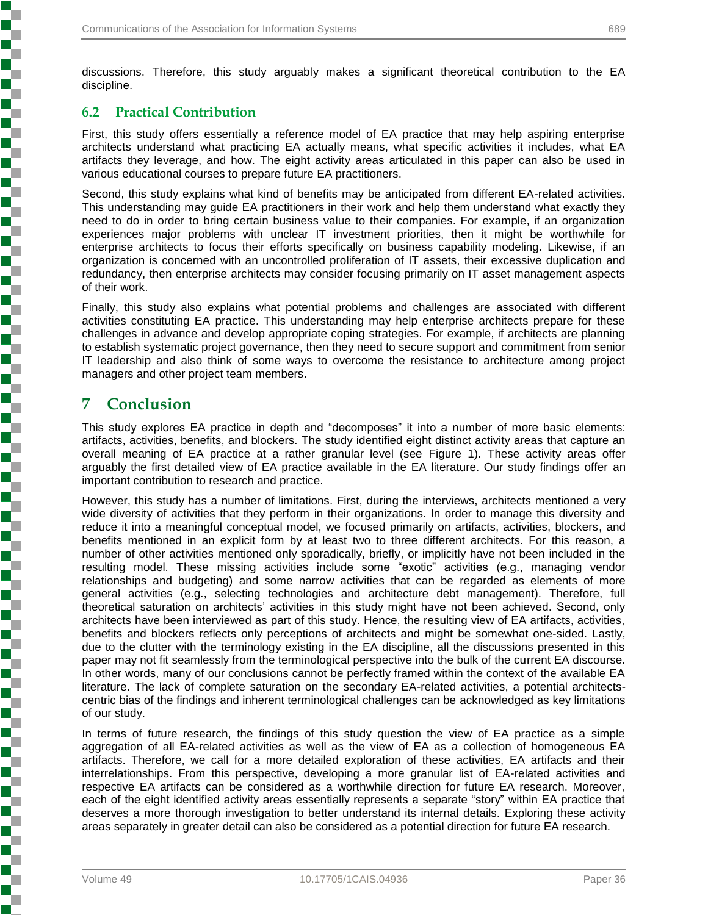discussions. Therefore, this study arguably makes a significant theoretical contribution to the EA discipline.

## 6.2 Practical Contribution

First, this study offers essentially a reference model of EA practice that may help aspiring enterprise architects understand what practicing EA actually means, what specific activities it includes, what EA artifacts they leverage, and how. The eight activity areas articulated in this paper can also be used in various educational courses to prepare future EA practitioners.

Second, this study explains what kind of benefits may be anticipated from different EA-related activities. This understanding may guide EA practitioners in their work and help them understand what exactly they need to do in order to bring certain business value to their companies. For example, if an organization experiences major problems with unclear IT investment priorities, then it might be worthwhile for enterprise architects to focus their efforts specifically on business capability modeling. Likewise, if an organization is concerned with an uncontrolled proliferation of IT assets, their excessive duplication and redundancy, then enterprise architects may consider focusing primarily on IT asset management aspects of their work.

Finally, this study also explains what potential problems and challenges are associated with different activities constituting EA practice. This understanding may help enterprise architects prepare for these challenges in advance and develop appropriate coping strategies. For example, if architects are planning to establish systematic project governance, then they need to secure support and commitment from senior IT leadership and also think of some ways to overcome the resistance to architecture among project managers and other project team members.

# 7 Conclusion

This study explores EA practice in depth and "decomposes" it into a number of more basic elements: artifacts, activities, benefits, and blockers. The study identified eight distinct activity areas that capture an overall meaning of EA practice at a rather granular level (see Figure 1). These activity areas offer arguably the first detailed view of EA practice available in the EA literature. Our study findings offer an important contribution to research and practice.

However, this study has a number of limitations. First, during the interviews, architects mentioned a very wide diversity of activities that they perform in their organizations. In order to manage this diversity and reduce it into a meaningful conceptual model, we focused primarily on artifacts, activities, blockers, and benefits mentioned in an explicit form by at least two to three different architects. For this reason, a number of other activities mentioned only sporadically, briefly, or implicitly have not been included in the resulting model. These missing activities include some "exotic" activities (e.g., managing vendor relationships and budgeting) and some narrow activities that can be regarded as elements of more general activities (e.g., selecting technologies and architecture debt management). Therefore, full theoretical saturation on architects' activities in this study might have not been achieved. Second, only architects have been interviewed as part of this study. Hence, the resulting view of EA artifacts, activities, benefits and blockers reflects only perceptions of architects and might be somewhat one-sided. Lastly, due to the clutter with the terminology existing in the EA discipline, all the discussions presented in this paper may not fit seamlessly from the terminological perspective into the bulk of the current EA discourse. In other words, many of our conclusions cannot be perfectly framed within the context of the available EA literature. The lack of complete saturation on the secondary EA-related activities, a potential architects-centric bias of the findings and inherent terminological challenges can be acknowledged as key limitations of our study.

In terms of future research, the findings of this study question the view of EA practice as a simple aggregation of all EA-related activities as well as the view of EA as a collection of homogeneous EA artifacts. Therefore, we call for a more detailed exploration of these activities, EA artifacts and their interrelationships. From this perspective, developing a more granular list of EA-related activities and respective EA artifacts can be considered as a worthwhile direction for future EA research. Moreover, each of the eight identified activity areas essentially represents a separate "story" within EA practice that deserves a more thorough investigation to better understand its internal details. Exploring these activity areas separately in greater detail can also be considered as a potential direction for future EA research.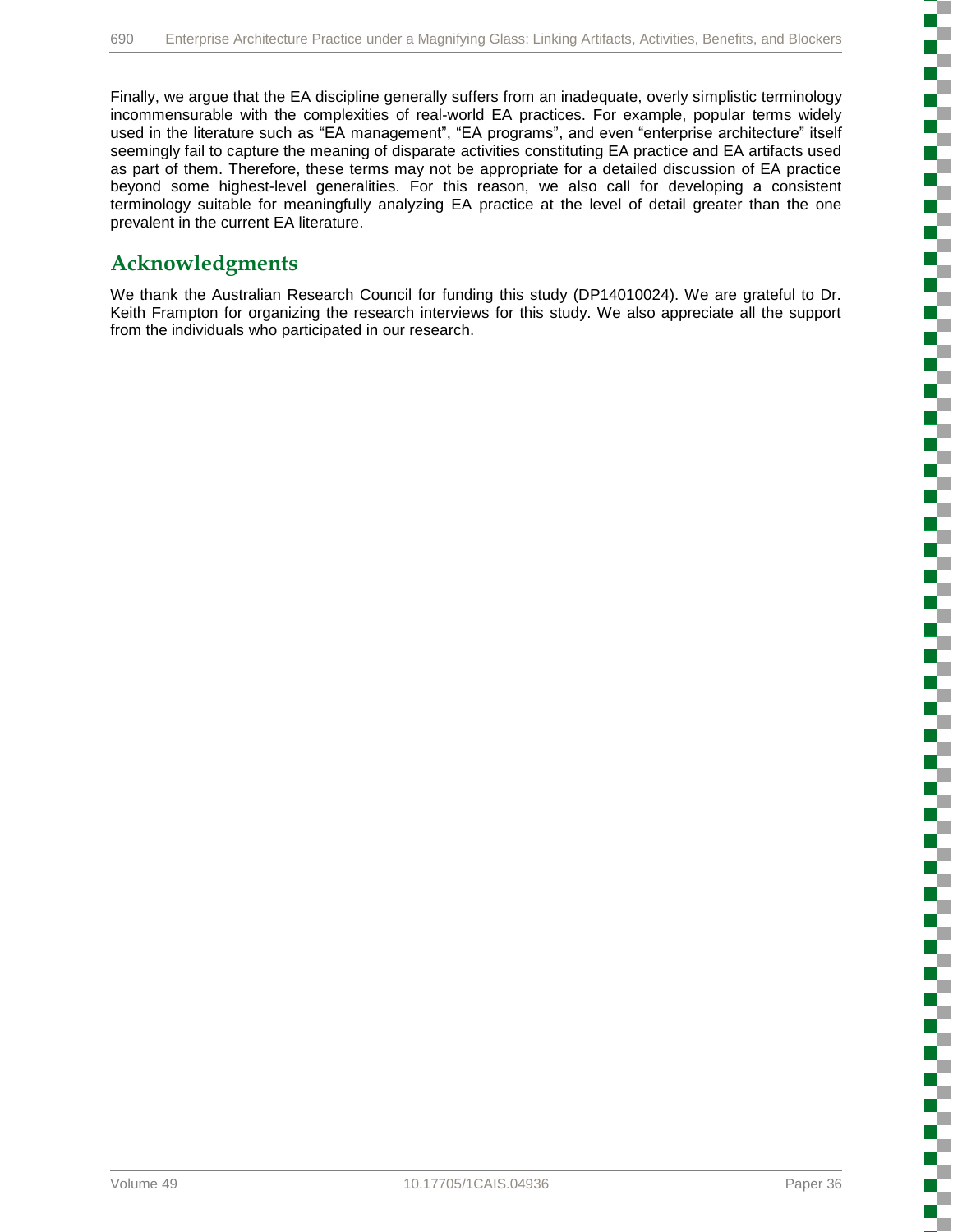Finally, we argue that the EA discipline generally suffers from an inadequate, overly simplistic terminology incommensurable with the complexities of real-world EA practices. For example, popular terms widely used in the literature such as "EA management", "EA programs", and even "enterprise architecture" itself seemingly fail to capture the meaning of disparate activities constituting EA practice and EA artifacts used as part of them. Therefore, these terms may not be appropriate for a detailed discussion of EA practice beyond some highest-level generalities. For this reason, we also call for developing a consistent terminology suitable for meaningfully analyzing EA practice at the level of detail greater than the one prevalent in the current EA literature.

## Acknowledgments

We thank the Australian Research Council for funding this study (DP14010024). We are grateful to Dr. Keith Frampton for organizing the research interviews for this study. We also appreciate all the support from the individuals who participated in our research.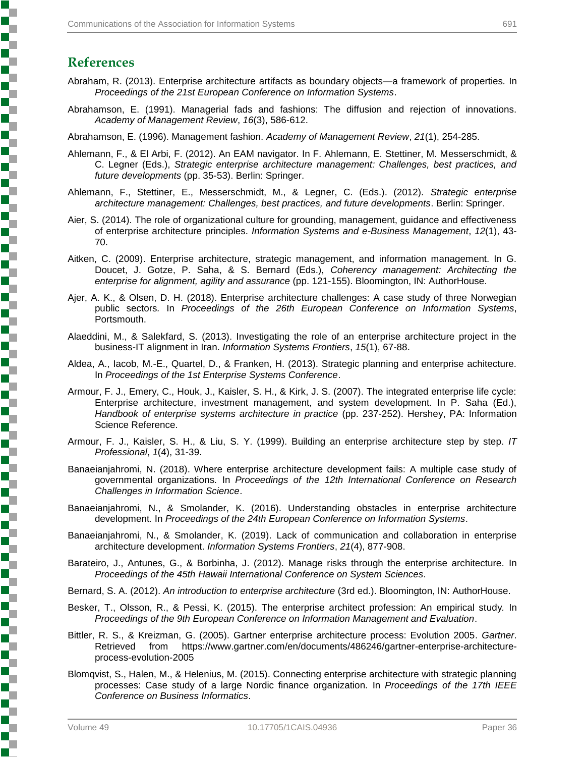## References

Abraham, R. (2013). Enterprise architecture artifacts as boundary objects—a framework of properties. In *Proceedings of the 21st European Conference on Information Systems*.

Abrahamson, E. (1991). Managerial fads and fashions: The diffusion and rejection of innovations. *Academy of Management Review*, *16*(3), 586-612.

Abrahamson, E. (1996). Management fashion. *Academy of Management Review*, *21*(1), 254-285.

Ahlemann, F., & El Arbi, F. (2012). An EAM navigator. In F. Ahlemann, E. Stettiner, M. Messerschmidt, & C. Legner (Eds.), *Strategic enterprise architecture management: Challenges, best practices, and future developments* (pp. 35-53). Berlin: Springer.

Ahlemann, F., Stettiner, E., Messerschmidt, M., & Legner, C. (Eds.). (2012). *Strategic enterprise architecture management: Challenges, best practices, and future developments*. Berlin: Springer.

Aier, S. (2014). The role of organizational culture for grounding, management, guidance and effectiveness of enterprise architecture principles. *Information Systems and e-Business Management*, *12*(1), 43-70.

Aitken, C. (2009). Enterprise architecture, strategic management, and information management. In G. Doucet, J. Gotze, P. Saha, & S. Bernard (Eds.), *Coherency management: Architecting the enterprise for alignment, agility and assurance* (pp. 121-155). Bloomington, IN: AuthorHouse.

Ajer, A. K., & Olsen, D. H. (2018). Enterprise architecture challenges: A case study of three Norwegian public sectors. In *Proceedings of the 26th European Conference on Information Systems*, Portsmouth.

Alaeddini, M., & Salekfard, S. (2013). Investigating the role of an enterprise architecture project in the business-IT alignment in Iran. *Information Systems Frontiers*, *15*(1), 67-88.

Aldea, A., Iacob, M.-E., Quartel, D., & Franken, H. (2013). Strategic planning and enterprise achitecture. In *Proceedings of the 1st Enterprise Systems Conference*.

Armour, F. J., Emery, C., Houk, J., Kaisler, S. H., & Kirk, J. S. (2007). The integrated enterprise life cycle: Enterprise architecture, investment management, and system development. In P. Saha (Ed.), *Handbook of enterprise systems architecture in practice* (pp. 237-252). Hershey, PA: Information Science Reference.

Armour, F. J., Kaisler, S. H., & Liu, S. Y. (1999). Building an enterprise architecture step by step. *IT Professional*, *1*(4), 31-39.

Banaeianjahromi, N. (2018). Where enterprise architecture development fails: A multiple case study of governmental organizations. In *Proceedings of the 12th International Conference on Research Challenges in Information Science*.

Banaeianjahromi, N., & Smolander, K. (2016). Understanding obstacles in enterprise architecture development. In *Proceedings of the 24th European Conference on Information Systems*.

Banaeianjahromi, N., & Smolander, K. (2019). Lack of communication and collaboration in enterprise architecture development. *Information Systems Frontiers*, *21*(4), 877-908.

Barateiro, J., Antunes, G., & Borbinha, J. (2012). Manage risks through the enterprise architecture. In *Proceedings of the 45th Hawaii International Conference on System Sciences*.

Bernard, S. A. (2012). *An introduction to enterprise architecture* (3rd ed.). Bloomington, IN: AuthorHouse.

Besker, T., Olsson, R., & Pessi, K. (2015). The enterprise architect profession: An empirical study. In *Proceedings of the 9th European Conference on Information Management and Evaluation*.

Bittler, R. S., & Kreizman, G. (2005). Gartner enterprise architecture process: Evolution 2005. *Gartner*. Retrieved from https://www.gartner.com/en/documents/486246/gartner-enterprise-architecture-process-evolution-2005

Blomqvist, S., Halen, M., & Helenius, M. (2015). Connecting enterprise architecture with strategic planning processes: Case study of a large Nordic finance organization. In *Proceedings of the 17th IEEE Conference on Business Informatics*.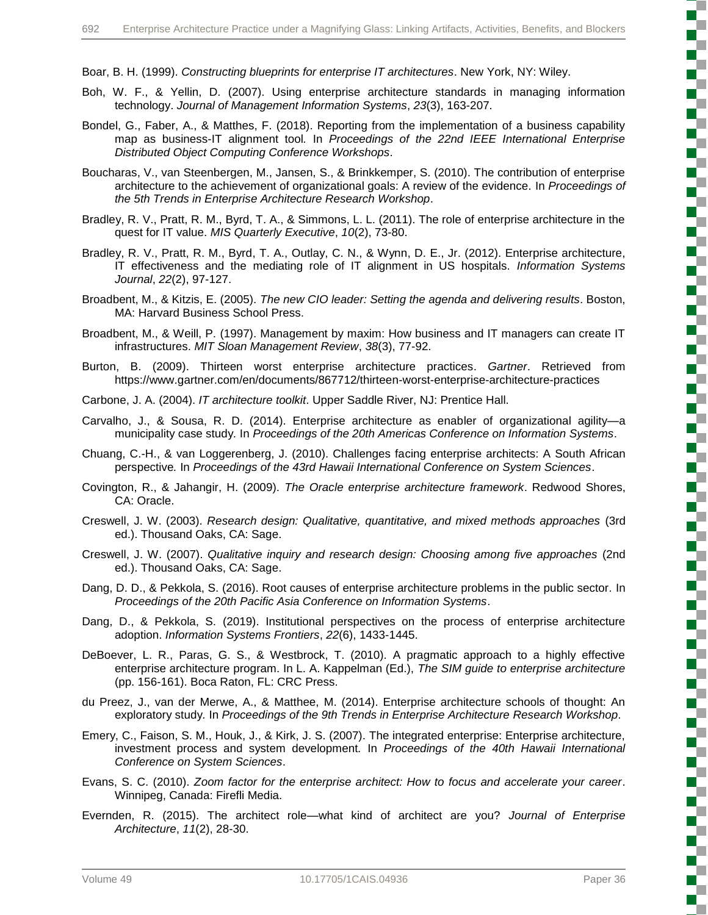Boar, B. H. (1999). *Constructing blueprints for enterprise IT architectures*. New York, NY: Wiley.

Boh, W. F., & Yellin, D. (2007). Using enterprise architecture standards in managing information technology. *Journal of Management Information Systems*, *23*(3), 163-207.

Bondel, G., Faber, A., & Matthes, F. (2018). Reporting from the implementation of a business capability map as business-IT alignment tool. In *Proceedings of the 22nd IEEE International Enterprise Distributed Object Computing Conference Workshops*.

Boucharas, V., van Steenbergen, M., Jansen, S., & Brinkkemper, S. (2010). The contribution of enterprise architecture to the achievement of organizational goals: A review of the evidence. In *Proceedings of the 5th Trends in Enterprise Architecture Research Workshop*.

Bradley, R. V., Pratt, R. M., Byrd, T. A., & Simmons, L. L. (2011). The role of enterprise architecture in the quest for IT value. *MIS Quarterly Executive*, *10*(2), 73-80.

Bradley, R. V., Pratt, R. M., Byrd, T. A., Outlay, C. N., & Wynn, D. E., Jr. (2012). Enterprise architecture, IT effectiveness and the mediating role of IT alignment in US hospitals. *Information Systems Journal*, *22*(2), 97-127.

Broadbent, M., & Kitzis, E. (2005). *The new CIO leader: Setting the agenda and delivering results*. Boston, MA: Harvard Business School Press.

Broadbent, M., & Weill, P. (1997). Management by maxim: How business and IT managers can create IT infrastructures. *MIT Sloan Management Review*, *38*(3), 77-92.

Burton, B. (2009). Thirteen worst enterprise architecture practices. *Gartner*. Retrieved from https://www.gartner.com/en/documents/867712/thirteen-worst-enterprise-architecture-practices

Carbone, J. A. (2004). *IT architecture toolkit*. Upper Saddle River, NJ: Prentice Hall.

Carvalho, J., & Sousa, R. D. (2014). Enterprise architecture as enabler of organizational agility—a municipality case study. In *Proceedings of the 20th Americas Conference on Information Systems*.

Chuang, C.-H., & van Loggerenberg, J. (2010). Challenges facing enterprise architects: A South African perspective. In *Proceedings of the 43rd Hawaii International Conference on System Sciences*.

Covington, R., & Jahangir, H. (2009). *The Oracle enterprise architecture framework*. Redwood Shores, CA: Oracle.

Creswell, J. W. (2003). *Research design: Qualitative, quantitative, and mixed methods approaches* (3rd ed.). Thousand Oaks, CA: Sage.

Creswell, J. W. (2007). *Qualitative inquiry and research design: Choosing among five approaches* (2nd ed.). Thousand Oaks, CA: Sage.

Dang, D. D., & Pekkola, S. (2016). Root causes of enterprise architecture problems in the public sector. In *Proceedings of the 20th Pacific Asia Conference on Information Systems*.

Dang, D., & Pekkola, S. (2019). Institutional perspectives on the process of enterprise architecture adoption. *Information Systems Frontiers*, *22*(6), 1433-1445.

DeBoever, L. R., Paras, G. S., & Westbrock, T. (2010). A pragmatic approach to a highly effective enterprise architecture program. In L. A. Kappelman (Ed.), *The SIM guide to enterprise architecture* (pp. 156-161). Boca Raton, FL: CRC Press.

du Preez, J., van der Merwe, A., & Matthee, M. (2014). Enterprise architecture schools of thought: An exploratory study. In *Proceedings of the 9th Trends in Enterprise Architecture Research Workshop*.

Emery, C., Faison, S. M., Houk, J., & Kirk, J. S. (2007). The integrated enterprise: Enterprise architecture, investment process and system development. In *Proceedings of the 40th Hawaii International Conference on System Sciences*.

Evans, S. C. (2010). *Zoom factor for the enterprise architect: How to focus and accelerate your career*. Winnipeg, Canada: Firefli Media.

Evernden, R. (2015). The architect role—what kind of architect are you? *Journal of Enterprise Architecture*, *11*(2), 28-30.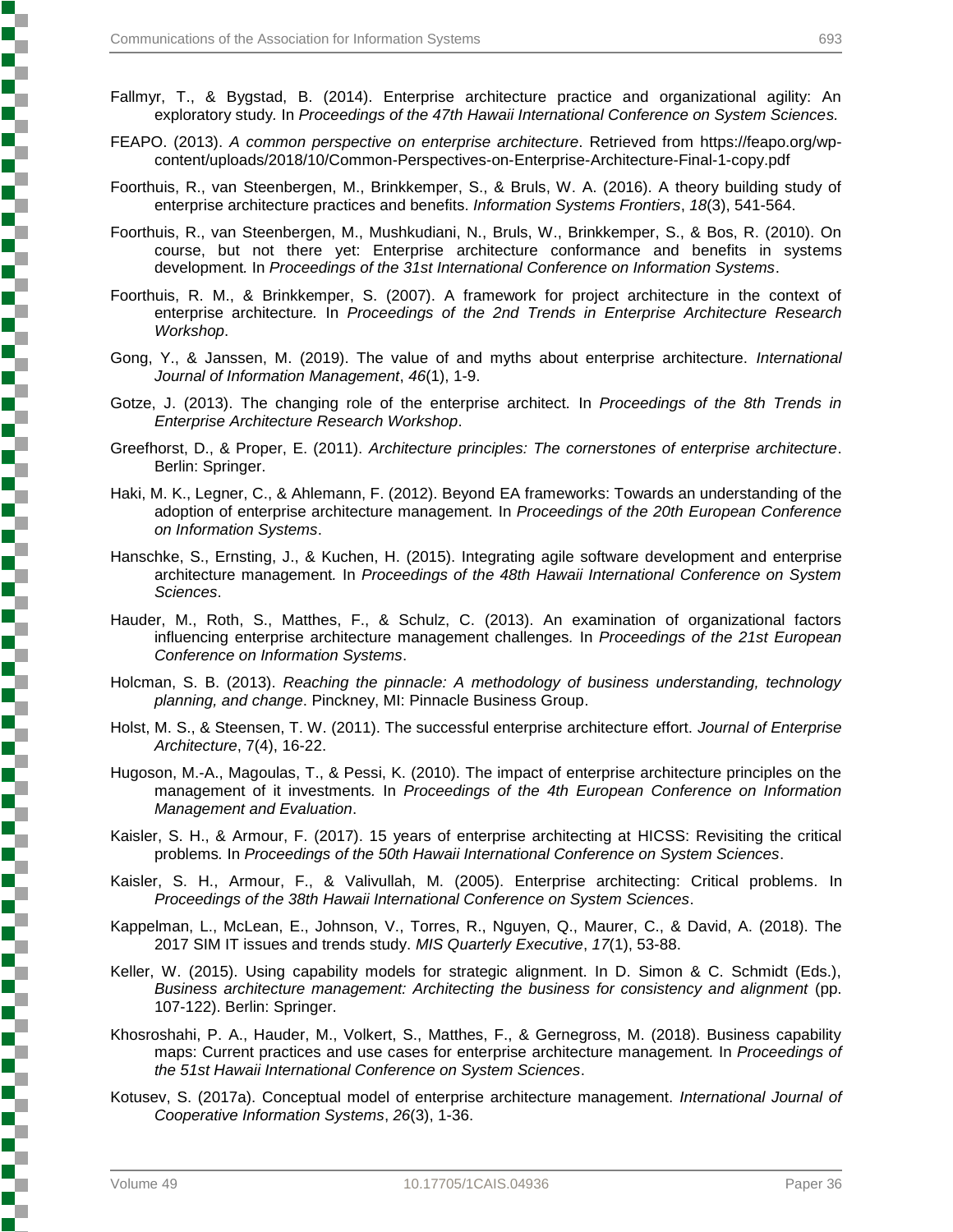Fallmyr, T., & Bygstad, B. (2014). Enterprise architecture practice and organizational agility: An exploratory study. In *Proceedings of the 47th Hawaii International Conference on System Sciences.*

FEAPO. (2013). *A common perspective on enterprise architecture*. Retrieved from https://feapo.org/wp-content/uploads/2018/10/Common-Perspectives-on-Enterprise-Architecture-Final-1-copy.pdf

Foorthuis, R., van Steenbergen, M., Brinkkemper, S., & Bruls, W. A. (2016). A theory building study of enterprise architecture practices and benefits. *Information Systems Frontiers*, *18*(3), 541-564.

Foorthuis, R., van Steenbergen, M., Mushkudiani, N., Bruls, W., Brinkkemper, S., & Bos, R. (2010). On course, but not there yet: Enterprise architecture conformance and benefits in systems development. In *Proceedings of the 31st International Conference on Information Systems*.

Foorthuis, R. M., & Brinkkemper, S. (2007). A framework for project architecture in the context of enterprise architecture. In *Proceedings of the 2nd Trends in Enterprise Architecture Research Workshop*.

Gong, Y., & Janssen, M. (2019). The value of and myths about enterprise architecture. *International Journal of Information Management*, *46*(1), 1-9.

Gotze, J. (2013). The changing role of the enterprise architect. In *Proceedings of the 8th Trends in Enterprise Architecture Research Workshop*.

Greefhorst, D., & Proper, E. (2011). *Architecture principles: The cornerstones of enterprise architecture*. Berlin: Springer.

Haki, M. K., Legner, C., & Ahlemann, F. (2012). Beyond EA frameworks: Towards an understanding of the adoption of enterprise architecture management. In *Proceedings of the 20th European Conference on Information Systems*.

Hanschke, S., Ernsting, J., & Kuchen, H. (2015). Integrating agile software development and enterprise architecture management. In *Proceedings of the 48th Hawaii International Conference on System Sciences*.

Hauder, M., Roth, S., Matthes, F., & Schulz, C. (2013). An examination of organizational factors influencing enterprise architecture management challenges. In *Proceedings of the 21st European Conference on Information Systems*.

Holcman, S. B. (2013). *Reaching the pinnacle: A methodology of business understanding, technology planning, and change*. Pinckney, MI: Pinnacle Business Group.

Holst, M. S., & Steensen, T. W. (2011). The successful enterprise architecture effort. *Journal of Enterprise Architecture*, 7(4), 16-22.

Hugoson, M.-A., Magoulas, T., & Pessi, K. (2010). The impact of enterprise architecture principles on the management of it investments. In *Proceedings of the 4th European Conference on Information Management and Evaluation*.

Kaisler, S. H., & Armour, F. (2017). 15 years of enterprise architecting at HICSS: Revisiting the critical problems. In *Proceedings of the 50th Hawaii International Conference on System Sciences*.

Kaisler, S. H., Armour, F., & Valivullah, M. (2005). Enterprise architecting: Critical problems. In *Proceedings of the 38th Hawaii International Conference on System Sciences*.

Kappelman, L., McLean, E., Johnson, V., Torres, R., Nguyen, Q., Maurer, C., & David, A. (2018). The 2017 SIM IT issues and trends study. *MIS Quarterly Executive*, *17*(1), 53-88.

Keller, W. (2015). Using capability models for strategic alignment. In D. Simon & C. Schmidt (Eds.), *Business architecture management: Architecting the business for consistency and alignment* (pp. 107-122). Berlin: Springer.

Khosroshahi, P. A., Hauder, M., Volkert, S., Matthes, F., & Gernegross, M. (2018). Business capability maps: Current practices and use cases for enterprise architecture management. In *Proceedings of the 51st Hawaii International Conference on System Sciences*.

Kotusev, S. (2017a). Conceptual model of enterprise architecture management. *International Journal of Cooperative Information Systems*, *26*(3), 1-36.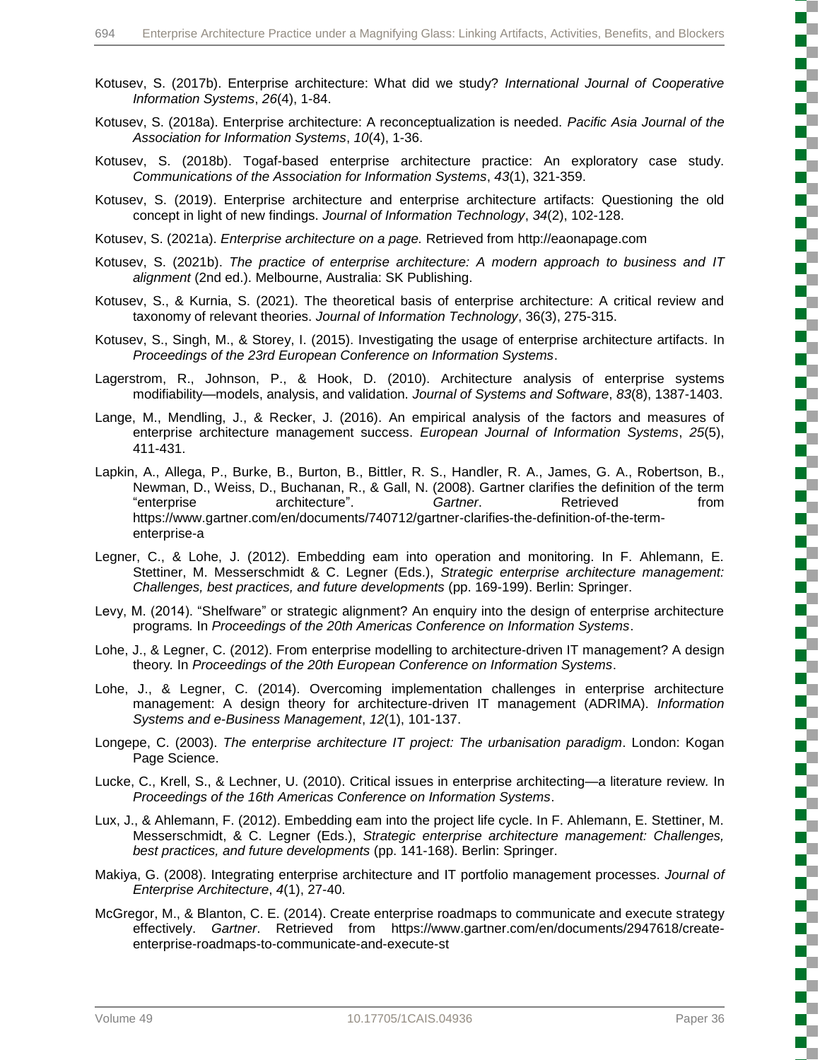Kotusev, S. (2017b). Enterprise architecture: What did we study? *International Journal of Cooperative Information Systems*, *26*(4), 1-84.

Kotusev, S. (2018a). Enterprise architecture: A reconceptualization is needed. *Pacific Asia Journal of the Association for Information Systems*, *10*(4), 1-36.

Kotusev, S. (2018b). Togaf-based enterprise architecture practice: An exploratory case study. *Communications of the Association for Information Systems*, *43*(1), 321-359.

Kotusev, S. (2019). Enterprise architecture and enterprise architecture artifacts: Questioning the old concept in light of new findings. *Journal of Information Technology*, *34*(2), 102-128.

Kotusev, S. (2021a). *Enterprise architecture on a page.* Retrieved from http://eaonapage.com

Kotusev, S. (2021b). *The practice of enterprise architecture: A modern approach to business and IT alignment* (2nd ed.). Melbourne, Australia: SK Publishing.

Kotusev, S., & Kurnia, S. (2021). The theoretical basis of enterprise architecture: A critical review and taxonomy of relevant theories. *Journal of Information Technology*, 36(3), 275-315.

Kotusev, S., Singh, M., & Storey, I. (2015). Investigating the usage of enterprise architecture artifacts. In *Proceedings of the 23rd European Conference on Information Systems*.

Lagerstrom, R., Johnson, P., & Hook, D. (2010). Architecture analysis of enterprise systems modifiability—models, analysis, and validation. *Journal of Systems and Software*, *83*(8), 1387-1403.

Lange, M., Mendling, J., & Recker, J. (2016). An empirical analysis of the factors and measures of enterprise architecture management success. *European Journal of Information Systems*, *25*(5), 411-431.

Lapkin, A., Allega, P., Burke, B., Burton, B., Bittler, R. S., Handler, R. A., James, G. A., Robertson, B., Newman, D., Weiss, D., Buchanan, R., & Gall, N. (2008). Gartner clarifies the definition of the term "enterprise architecture". *Gartner*. Retrieved from https://www.gartner.com/en/documents/740712/gartner-clarifies-the-definition-of-the-term-enterprise-a

Legner, C., & Lohe, J. (2012). Embedding eam into operation and monitoring. In F. Ahlemann, E. Stettiner, M. Messerschmidt & C. Legner (Eds.), *Strategic enterprise architecture management: Challenges, best practices, and future developments* (pp. 169-199). Berlin: Springer.

Levy, M. (2014). "Shelfware" or strategic alignment? An enquiry into the design of enterprise architecture programs. In *Proceedings of the 20th Americas Conference on Information Systems*.

Lohe, J., & Legner, C. (2012). From enterprise modelling to architecture-driven IT management? A design theory. In *Proceedings of the 20th European Conference on Information Systems*.

Lohe, J., & Legner, C. (2014). Overcoming implementation challenges in enterprise architecture management: A design theory for architecture-driven IT management (ADRIMA). *Information Systems and e-Business Management*, *12*(1), 101-137.

Longepe, C. (2003). *The enterprise architecture IT project: The urbanisation paradigm*. London: Kogan Page Science.

Lucke, C., Krell, S., & Lechner, U. (2010). Critical issues in enterprise architecting—a literature review. In *Proceedings of the 16th Americas Conference on Information Systems*.

Lux, J., & Ahlemann, F. (2012). Embedding eam into the project life cycle. In F. Ahlemann, E. Stettiner, M. Messerschmidt, & C. Legner (Eds.), *Strategic enterprise architecture management: Challenges, best practices, and future developments* (pp. 141-168). Berlin: Springer.

Makiya, G. (2008). Integrating enterprise architecture and IT portfolio management processes. *Journal of Enterprise Architecture*, *4*(1), 27-40.

McGregor, M., & Blanton, C. E. (2014). Create enterprise roadmaps to communicate and execute strategy effectively. *Gartner*. Retrieved from https://www.gartner.com/en/documents/2947618/create-enterprise-roadmaps-to-communicate-and-execute-st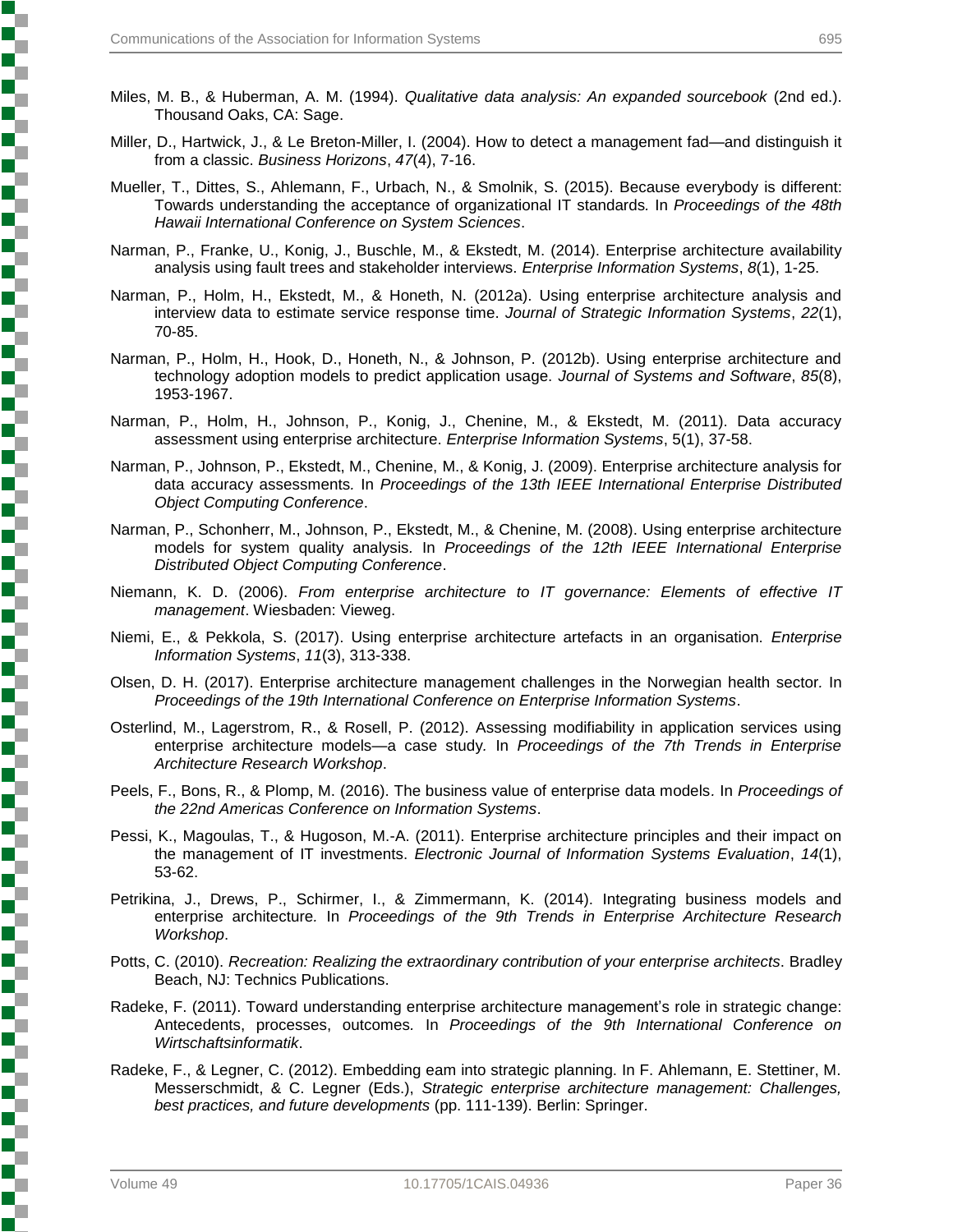Miles, M. B., & Huberman, A. M. (1994). *Qualitative data analysis: An expanded sourcebook* (2nd ed.). Thousand Oaks, CA: Sage.

Miller, D., Hartwick, J., & Le Breton-Miller, I. (2004). How to detect a management fad—and distinguish it from a classic. *Business Horizons*, *47*(4), 7-16.

Mueller, T., Dittes, S., Ahlemann, F., Urbach, N., & Smolnik, S. (2015). Because everybody is different: Towards understanding the acceptance of organizational IT standards. In *Proceedings of the 48th Hawaii International Conference on System Sciences*.

Narman, P., Franke, U., Konig, J., Buschle, M., & Ekstedt, M. (2014). Enterprise architecture availability analysis using fault trees and stakeholder interviews. *Enterprise Information Systems*, *8*(1), 1-25.

Narman, P., Holm, H., Ekstedt, M., & Honeth, N. (2012a). Using enterprise architecture analysis and interview data to estimate service response time. *Journal of Strategic Information Systems*, *22*(1), 70-85.

Narman, P., Holm, H., Hook, D., Honeth, N., & Johnson, P. (2012b). Using enterprise architecture and technology adoption models to predict application usage. *Journal of Systems and Software*, *85*(8), 1953-1967.

Narman, P., Holm, H., Johnson, P., Konig, J., Chenine, M., & Ekstedt, M. (2011). Data accuracy assessment using enterprise architecture. *Enterprise Information Systems*, 5(1), 37-58.

Narman, P., Johnson, P., Ekstedt, M., Chenine, M., & Konig, J. (2009). Enterprise architecture analysis for data accuracy assessments. In *Proceedings of the 13th IEEE International Enterprise Distributed Object Computing Conference*.

Narman, P., Schonherr, M., Johnson, P., Ekstedt, M., & Chenine, M. (2008). Using enterprise architecture models for system quality analysis. In *Proceedings of the 12th IEEE International Enterprise Distributed Object Computing Conference*.

Niemann, K. D. (2006). *From enterprise architecture to IT governance: Elements of effective IT management*. Wiesbaden: Vieweg.

Niemi, E., & Pekkola, S. (2017). Using enterprise architecture artefacts in an organisation. *Enterprise Information Systems*, *11*(3), 313-338.

Olsen, D. H. (2017). Enterprise architecture management challenges in the Norwegian health sector. In *Proceedings of the 19th International Conference on Enterprise Information Systems*.

Osterlind, M., Lagerstrom, R., & Rosell, P. (2012). Assessing modifiability in application services using enterprise architecture models—a case study. In *Proceedings of the 7th Trends in Enterprise Architecture Research Workshop*.

Peels, F., Bons, R., & Plomp, M. (2016). The business value of enterprise data models. In *Proceedings of the 22nd Americas Conference on Information Systems*.

Pessi, K., Magoulas, T., & Hugoson, M.-A. (2011). Enterprise architecture principles and their impact on the management of IT investments. *Electronic Journal of Information Systems Evaluation*, *14*(1), 53-62.

Petrikina, J., Drews, P., Schirmer, I., & Zimmermann, K. (2014). Integrating business models and enterprise architecture. In *Proceedings of the 9th Trends in Enterprise Architecture Research Workshop*.

Potts, C. (2010). *Recreation: Realizing the extraordinary contribution of your enterprise architects*. Bradley Beach, NJ: Technics Publications.

Radeke, F. (2011). Toward understanding enterprise architecture management's role in strategic change: Antecedents, processes, outcomes. In *Proceedings of the 9th International Conference on Wirtschaftsinformatik*.

Radeke, F., & Legner, C. (2012). Embedding eam into strategic planning. In F. Ahlemann, E. Stettiner, M. Messerschmidt, & C. Legner (Eds.), *Strategic enterprise architecture management: Challenges, best practices, and future developments* (pp. 111-139). Berlin: Springer.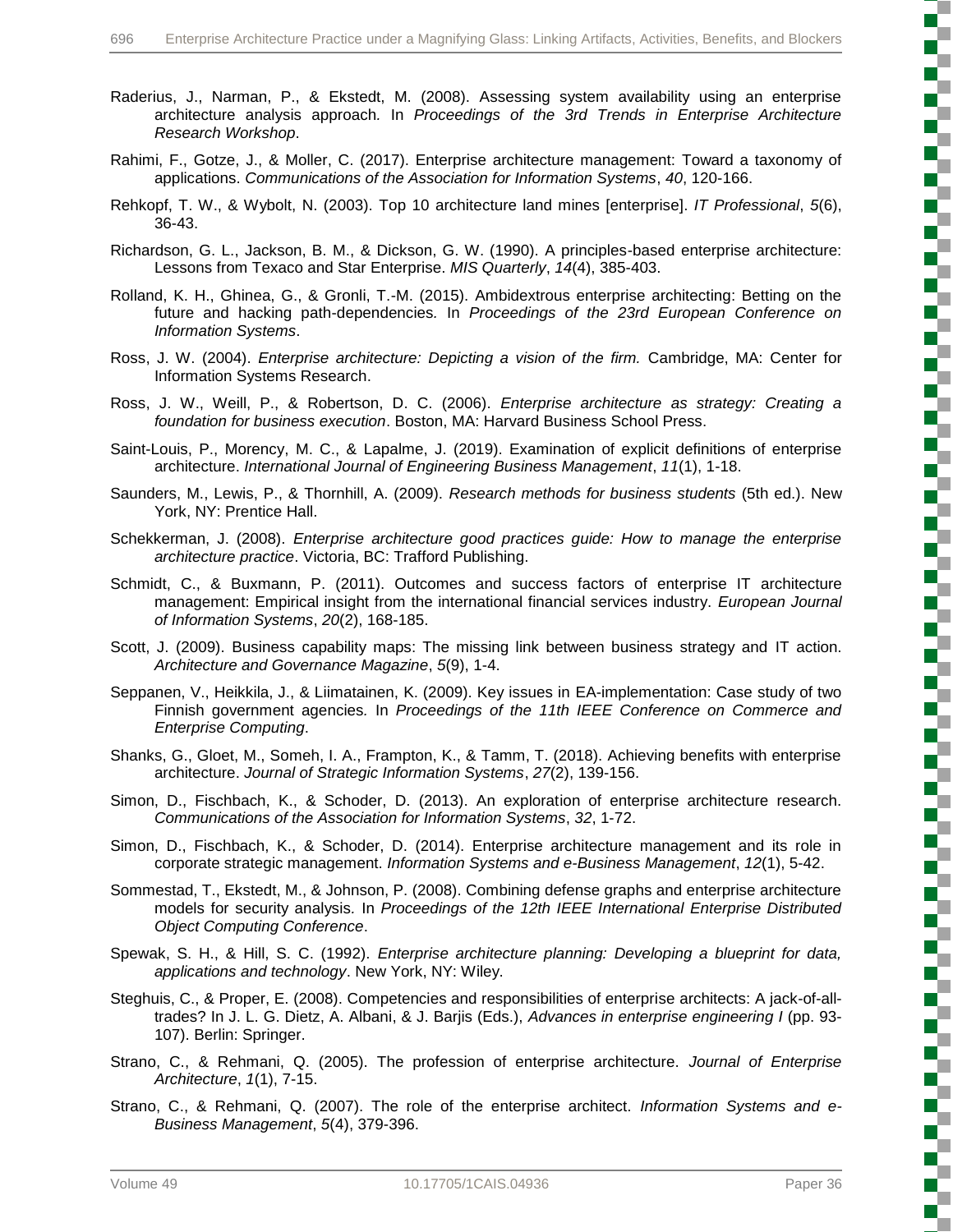Raderius, J., Narman, P., & Ekstedt, M. (2008). Assessing system availability using an enterprise architecture analysis approach. In *Proceedings of the 3rd Trends in Enterprise Architecture Research Workshop*.

Rahimi, F., Gotze, J., & Moller, C. (2017). Enterprise architecture management: Toward a taxonomy of applications. *Communications of the Association for Information Systems*, *40*, 120-166.

Rehkopf, T. W., & Wybolt, N. (2003). Top 10 architecture land mines [enterprise]. *IT Professional*, *5*(6), 36-43.

Richardson, G. L., Jackson, B. M., & Dickson, G. W. (1990). A principles-based enterprise architecture: Lessons from Texaco and Star Enterprise. *MIS Quarterly*, *14*(4), 385-403.

Rolland, K. H., Ghinea, G., & Gronli, T.-M. (2015). Ambidextrous enterprise architecting: Betting on the future and hacking path-dependencies. In *Proceedings of the 23rd European Conference on Information Systems*.

Ross, J. W. (2004). *Enterprise architecture: Depicting a vision of the firm.* Cambridge, MA: Center for Information Systems Research.

Ross, J. W., Weill, P., & Robertson, D. C. (2006). *Enterprise architecture as strategy: Creating a foundation for business execution*. Boston, MA: Harvard Business School Press.

Saint-Louis, P., Morency, M. C., & Lapalme, J. (2019). Examination of explicit definitions of enterprise architecture. *International Journal of Engineering Business Management*, *11*(1), 1-18.

Saunders, M., Lewis, P., & Thornhill, A. (2009). *Research methods for business students* (5th ed.). New York, NY: Prentice Hall.

Schekkerman, J. (2008). *Enterprise architecture good practices guide: How to manage the enterprise architecture practice*. Victoria, BC: Trafford Publishing.

Schmidt, C., & Buxmann, P. (2011). Outcomes and success factors of enterprise IT architecture management: Empirical insight from the international financial services industry. *European Journal of Information Systems*, *20*(2), 168-185.

Scott, J. (2009). Business capability maps: The missing link between business strategy and IT action. *Architecture and Governance Magazine*, *5*(9), 1-4.

Seppanen, V., Heikkila, J., & Liimatainen, K. (2009). Key issues in EA-implementation: Case study of two Finnish government agencies. In *Proceedings of the 11th IEEE Conference on Commerce and Enterprise Computing*.

Shanks, G., Gloet, M., Someh, I. A., Frampton, K., & Tamm, T. (2018). Achieving benefits with enterprise architecture. *Journal of Strategic Information Systems*, *27*(2), 139-156.

Simon, D., Fischbach, K., & Schoder, D. (2013). An exploration of enterprise architecture research. *Communications of the Association for Information Systems*, *32*, 1-72.

Simon, D., Fischbach, K., & Schoder, D. (2014). Enterprise architecture management and its role in corporate strategic management. *Information Systems and e-Business Management*, *12*(1), 5-42.

Sommestad, T., Ekstedt, M., & Johnson, P. (2008). Combining defense graphs and enterprise architecture models for security analysis. In *Proceedings of the 12th IEEE International Enterprise Distributed Object Computing Conference*.

Spewak, S. H., & Hill, S. C. (1992). *Enterprise architecture planning: Developing a blueprint for data, applications and technology*. New York, NY: Wiley.

Steghuis, C., & Proper, E. (2008). Competencies and responsibilities of enterprise architects: A jack-of-all-trades? In J. L. G. Dietz, A. Albani, & J. Barjis (Eds.), *Advances in enterprise engineering I* (pp. 93-107). Berlin: Springer.

Strano, C., & Rehmani, Q. (2005). The profession of enterprise architecture. *Journal of Enterprise Architecture*, *1*(1), 7-15.

Strano, C., & Rehmani, Q. (2007). The role of the enterprise architect. *Information Systems and e-Business Management*, *5*(4), 379-396.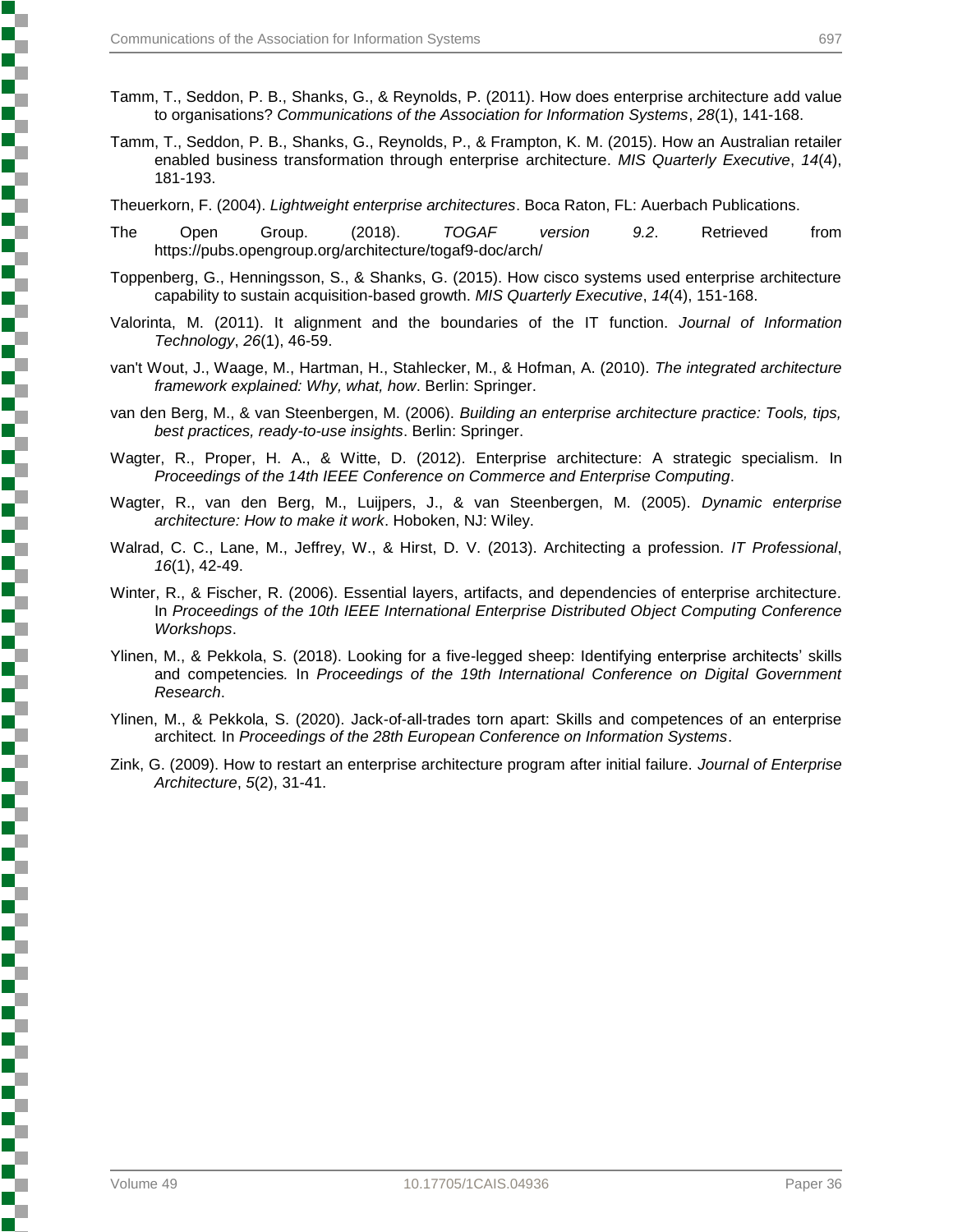Tamm, T., Seddon, P. B., Shanks, G., & Reynolds, P. (2011). How does enterprise architecture add value to organisations? *Communications of the Association for Information Systems*, *28*(1), 141-168.

Tamm, T., Seddon, P. B., Shanks, G., Reynolds, P., & Frampton, K. M. (2015). How an Australian retailer enabled business transformation through enterprise architecture. *MIS Quarterly Executive*, *14*(4), 181-193.

Theuerkorn, F. (2004). *Lightweight enterprise architectures*. Boca Raton, FL: Auerbach Publications.

The Open Group. (2018). *TOGAF version 9.2*. Retrieved from https://pubs.opengroup.org/architecture/togaf9-doc/arch/

Toppenberg, G., Henningsson, S., & Shanks, G. (2015). How cisco systems used enterprise architecture capability to sustain acquisition-based growth. *MIS Quarterly Executive*, *14*(4), 151-168.

Valorinta, M. (2011). It alignment and the boundaries of the IT function. *Journal of Information Technology*, *26*(1), 46-59.

van't Wout, J., Waage, M., Hartman, H., Stahlecker, M., & Hofman, A. (2010). *The integrated architecture framework explained: Why, what, how*. Berlin: Springer.

van den Berg, M., & van Steenbergen, M. (2006). *Building an enterprise architecture practice: Tools, tips, best practices, ready-to-use insights*. Berlin: Springer.

Wagter, R., Proper, H. A., & Witte, D. (2012). Enterprise architecture: A strategic specialism. In *Proceedings of the 14th IEEE Conference on Commerce and Enterprise Computing*.

Wagter, R., van den Berg, M., Luijpers, J., & van Steenbergen, M. (2005). *Dynamic enterprise architecture: How to make it work*. Hoboken, NJ: Wiley.

Walrad, C. C., Lane, M., Jeffrey, W., & Hirst, D. V. (2013). Architecting a profession. *IT Professional*, *16*(1), 42-49.

Winter, R., & Fischer, R. (2006). Essential layers, artifacts, and dependencies of enterprise architecture. In *Proceedings of the 10th IEEE International Enterprise Distributed Object Computing Conference Workshops*.

Ylinen, M., & Pekkola, S. (2018). Looking for a five-legged sheep: Identifying enterprise architects' skills and competencies. In *Proceedings of the 19th International Conference on Digital Government Research*.

Ylinen, M., & Pekkola, S. (2020). Jack-of-all-trades torn apart: Skills and competences of an enterprise architect. In *Proceedings of the 28th European Conference on Information Systems*.

Zink, G. (2009). How to restart an enterprise architecture program after initial failure. *Journal of Enterprise Architecture*, *5*(2), 31-41.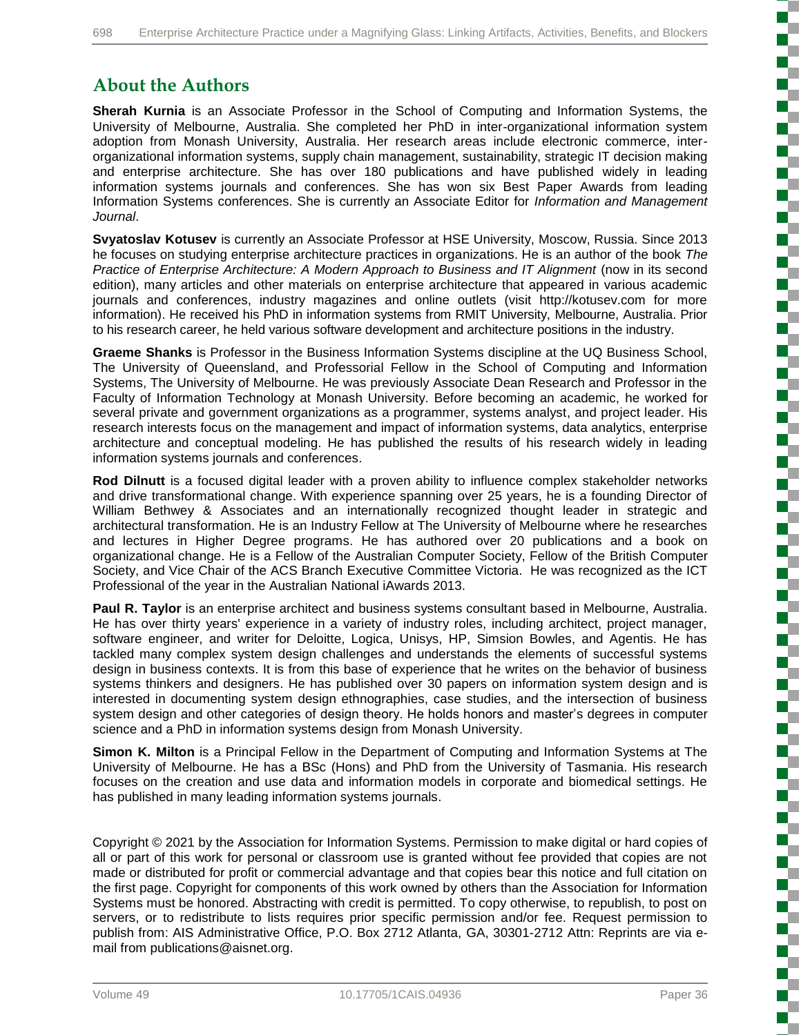## About the Authors

**Sherah Kurnia** is an Associate Professor in the School of Computing and Information Systems, the University of Melbourne, Australia. She completed her PhD in inter-organizational information system adoption from Monash University, Australia. Her research areas include electronic commerce, inter-organizational information systems, supply chain management, sustainability, strategic IT decision making and enterprise architecture. She has over 180 publications and have published widely in leading information systems journals and conferences. She has won six Best Paper Awards from leading Information Systems conferences. She is currently an Associate Editor for *Information and Management Journal*.

**Svyatoslav Kotusev** is currently an Associate Professor at HSE University, Moscow, Russia. Since 2013 he focuses on studying enterprise architecture practices in organizations. He is an author of the book *The Practice of Enterprise Architecture: A Modern Approach to Business and IT Alignment* (now in its second edition), many articles and other materials on enterprise architecture that appeared in various academic journals and conferences, industry magazines and online outlets (visit http://kotusev.com for more information). He received his PhD in information systems from RMIT University, Melbourne, Australia. Prior to his research career, he held various software development and architecture positions in the industry.

**Graeme Shanks** is Professor in the Business Information Systems discipline at the UQ Business School, The University of Queensland, and Professorial Fellow in the School of Computing and Information Systems, The University of Melbourne. He was previously Associate Dean Research and Professor in the Faculty of Information Technology at Monash University. Before becoming an academic, he worked for several private and government organizations as a programmer, systems analyst, and project leader. His research interests focus on the management and impact of information systems, data analytics, enterprise architecture and conceptual modeling. He has published the results of his research widely in leading information systems journals and conferences.

**Rod Dilnutt** is a focused digital leader with a proven ability to influence complex stakeholder networks and drive transformational change. With experience spanning over 25 years, he is a founding Director of William Bethwey & Associates and an internationally recognized thought leader in strategic and architectural transformation. He is an Industry Fellow at The University of Melbourne where he researches and lectures in Higher Degree programs. He has authored over 20 publications and a book on organizational change. He is a Fellow of the Australian Computer Society, Fellow of the British Computer Society, and Vice Chair of the ACS Branch Executive Committee Victoria. He was recognized as the ICT Professional of the year in the Australian National iAwards 2013.

**Paul R. Taylor** is an enterprise architect and business systems consultant based in Melbourne, Australia. He has over thirty years' experience in a variety of industry roles, including architect, project manager, software engineer, and writer for Deloitte, Logica, Unisys, HP, Simsion Bowles, and Agentis. He has tackled many complex system design challenges and understands the elements of successful systems design in business contexts. It is from this base of experience that he writes on the behavior of business systems thinkers and designers. He has published over 30 papers on information system design and is interested in documenting system design ethnographies, case studies, and the intersection of business system design and other categories of design theory. He holds honors and master's degrees in computer science and a PhD in information systems design from Monash University.

**Simon K. Milton** is a Principal Fellow in the Department of Computing and Information Systems at The University of Melbourne. He has a BSc (Hons) and PhD from the University of Tasmania. His research focuses on the creation and use data and information models in corporate and biomedical settings. He has published in many leading information systems journals.

Copyright © 2021 by the Association for Information Systems. Permission to make digital or hard copies of all or part of this work for personal or classroom use is granted without fee provided that copies are not made or distributed for profit or commercial advantage and that copies bear this notice and full citation on the first page. Copyright for components of this work owned by others than the Association for Information Systems must be honored. Abstracting with credit is permitted. To copy otherwise, to republish, to post on servers, or to redistribute to lists requires prior specific permission and/or fee. Request permission to publish from: AIS Administrative Office, P.O. Box 2712 Atlanta, GA, 30301-2712 Attn: Reprints are via e-mail from publications@aisnet.org.